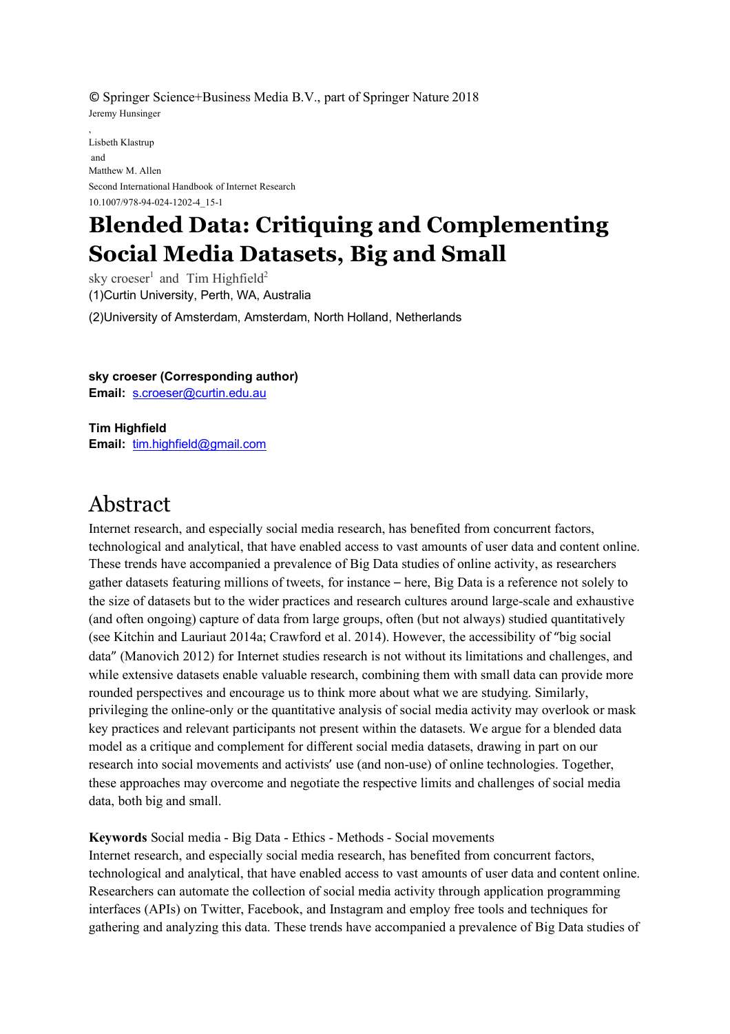© Springer Science+Business Media B.V., part of Springer Nature 2018

Jeremy Hunsinger

,

Lisbeth Klastrup

and

Matthew M. Allen

Second International Handbook of Internet Research

10.1007/978-94-024-1202-4_15-1

# Blended Data: Critiquing and Complementing Social Media Datasets, Big and Small

sky croeser[1] and Tim Highfield[2]

(1)Curtin University, Perth, WA, Australia

(2)University of Amsterdam, Amsterdam, North Holland, Netherlands

**sky croeser (Corresponding author)**
**Email:** s.croeser@curtin.edu.au

**Tim Highfield**
**Email:** tim.highfield@gmail.com

## Abstract

Internet research, and especially social media research, has benefited from concurrent factors, technological and analytical, that have enabled access to vast amounts of user data and content online. These trends have accompanied a prevalence of Big Data studies of online activity, as researchers gather datasets featuring millions of tweets, for instance – here, Big Data is a reference not solely to the size of datasets but to the wider practices and research cultures around large-scale and exhaustive (and often ongoing) capture of data from large groups, often (but not always) studied quantitatively (see Kitchin and Lauriaut 2014a; Crawford et al. 2014). However, the accessibility of "big social data" (Manovich 2012) for Internet studies research is not without its limitations and challenges, and while extensive datasets enable valuable research, combining them with small data can provide more rounded perspectives and encourage us to think more about what we are studying. Similarly, privileging the online-only or the quantitative analysis of social media activity may overlook or mask key practices and relevant participants not present within the datasets. We argue for a blended data model as a critique and complement for different social media datasets, drawing in part on our research into social movements and activists' use (and non-use) of online technologies. Together, these approaches may overcome and negotiate the respective limits and challenges of social media data, both big and small.

**Keywords** Social media - Big Data - Ethics - Methods - Social movements

Internet research, and especially social media research, has benefited from concurrent factors, technological and analytical, that have enabled access to vast amounts of user data and content online. Researchers can automate the collection of social media activity through application programming interfaces (APIs) on Twitter, Facebook, and Instagram and employ free tools and techniques for gathering and analyzing this data. These trends have accompanied a prevalence of Big Data studies of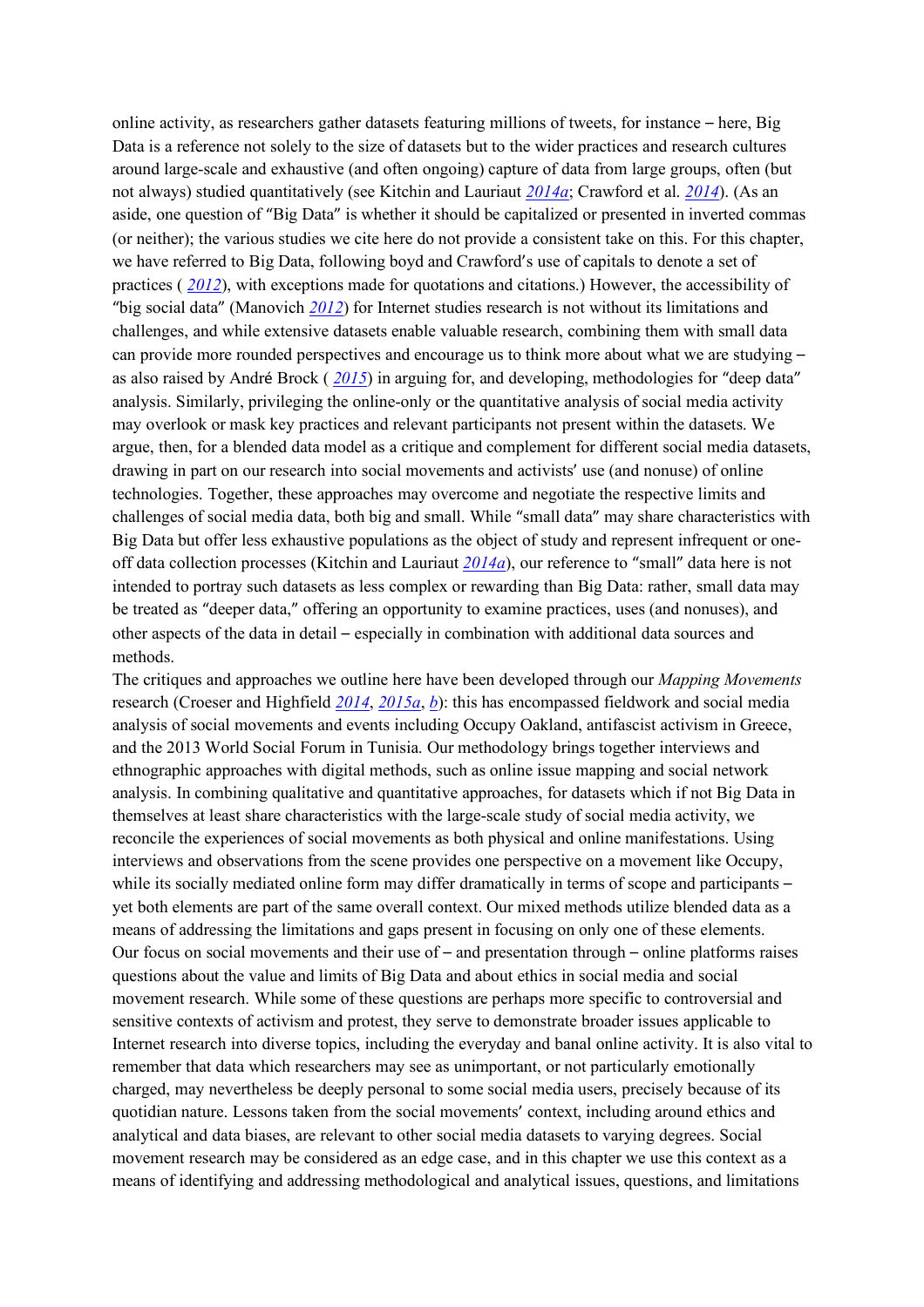online activity, as researchers gather datasets featuring millions of tweets, for instance – here, Big Data is a reference not solely to the size of datasets but to the wider practices and research cultures around large-scale and exhaustive (and often ongoing) capture of data from large groups, often (but not always) studied quantitatively (see Kitchin and Lauriaut *2014a*; Crawford et al. *2014*). (As an aside, one question of "Big Data" is whether it should be capitalized or presented in inverted commas (or neither); the various studies we cite here do not provide a consistent take on this. For this chapter, we have referred to Big Data, following boyd and Crawford's use of capitals to denote a set of practices ( *2012*), with exceptions made for quotations and citations.) However, the accessibility of "big social data" (Manovich *2012*) for Internet studies research is not without its limitations and challenges, and while extensive datasets enable valuable research, combining them with small data can provide more rounded perspectives and encourage us to think more about what we are studying – as also raised by André Brock ( *2015*) in arguing for, and developing, methodologies for "deep data" analysis. Similarly, privileging the online-only or the quantitative analysis of social media activity may overlook or mask key practices and relevant participants not present within the datasets. We argue, then, for a blended data model as a critique and complement for different social media datasets, drawing in part on our research into social movements and activists' use (and nonuse) of online technologies. Together, these approaches may overcome and negotiate the respective limits and challenges of social media data, both big and small. While "small data" may share characteristics with Big Data but offer less exhaustive populations as the object of study and represent infrequent or one-off data collection processes (Kitchin and Lauriaut *2014a*), our reference to "small" data here is not intended to portray such datasets as less complex or rewarding than Big Data: rather, small data may be treated as "deeper data," offering an opportunity to examine practices, uses (and nonuses), and other aspects of the data in detail – especially in combination with additional data sources and methods.

The critiques and approaches we outline here have been developed through our *Mapping Movements* research (Croeser and Highfield *2014*, *2015a*, *b*): this has encompassed fieldwork and social media analysis of social movements and events including Occupy Oakland, antifascist activism in Greece, and the 2013 World Social Forum in Tunisia. Our methodology brings together interviews and ethnographic approaches with digital methods, such as online issue mapping and social network analysis. In combining qualitative and quantitative approaches, for datasets which if not Big Data in themselves at least share characteristics with the large-scale study of social media activity, we reconcile the experiences of social movements as both physical and online manifestations. Using interviews and observations from the scene provides one perspective on a movement like Occupy, while its socially mediated online form may differ dramatically in terms of scope and participants – yet both elements are part of the same overall context. Our mixed methods utilize blended data as a means of addressing the limitations and gaps present in focusing on only one of these elements.

Our focus on social movements and their use of – and presentation through – online platforms raises questions about the value and limits of Big Data and about ethics in social media and social movement research. While some of these questions are perhaps more specific to controversial and sensitive contexts of activism and protest, they serve to demonstrate broader issues applicable to Internet research into diverse topics, including the everyday and banal online activity. It is also vital to remember that data which researchers may see as unimportant, or not particularly emotionally charged, may nevertheless be deeply personal to some social media users, precisely because of its quotidian nature. Lessons taken from the social movements' context, including around ethics and analytical and data biases, are relevant to other social media datasets to varying degrees. Social movement research may be considered as an edge case, and in this chapter we use this context as a means of identifying and addressing methodological and analytical issues, questions, and limitations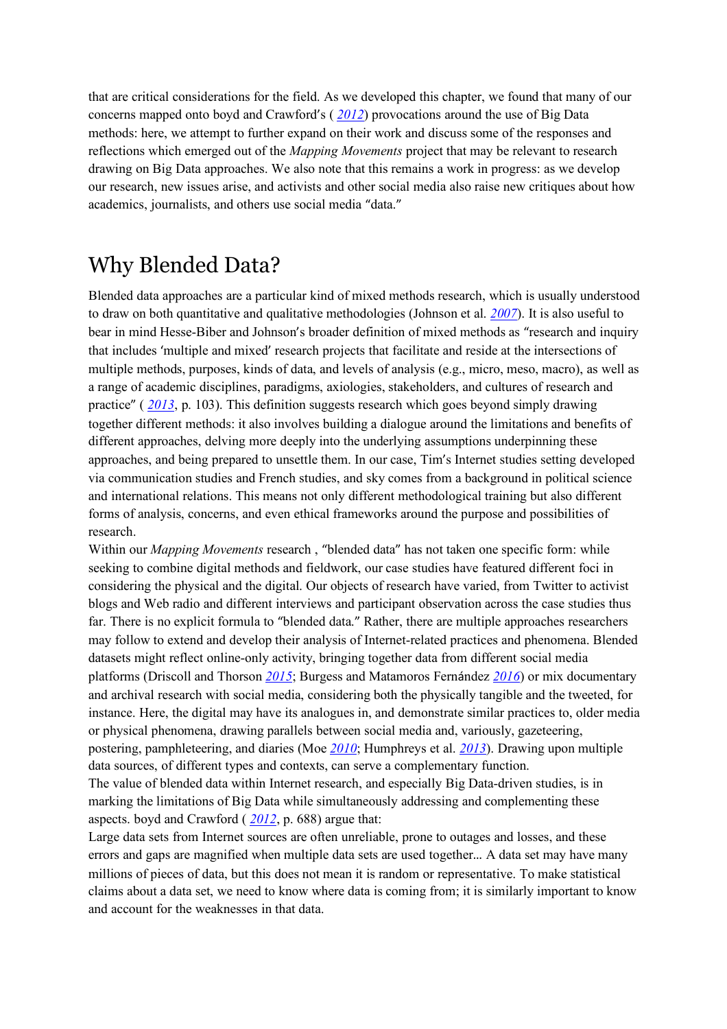that are critical considerations for the field. As we developed this chapter, we found that many of our concerns mapped onto boyd and Crawford's ( 2012) provocations around the use of Big Data methods: here, we attempt to further expand on their work and discuss some of the responses and reflections which emerged out of the *Mapping Movements* project that may be relevant to research drawing on Big Data approaches. We also note that this remains a work in progress: as we develop our research, new issues arise, and activists and other social media also raise new critiques about how academics, journalists, and others use social media "data."

## Why Blended Data?

Blended data approaches are a particular kind of mixed methods research, which is usually understood to draw on both quantitative and qualitative methodologies (Johnson et al. 2007). It is also useful to bear in mind Hesse-Biber and Johnson's broader definition of mixed methods as "research and inquiry that includes 'multiple and mixed' research projects that facilitate and reside at the intersections of multiple methods, purposes, kinds of data, and levels of analysis (e.g., micro, meso, macro), as well as a range of academic disciplines, paradigms, axiologies, stakeholders, and cultures of research and practice" ( 2013, p. 103). This definition suggests research which goes beyond simply drawing together different methods: it also involves building a dialogue around the limitations and benefits of different approaches, delving more deeply into the underlying assumptions underpinning these approaches, and being prepared to unsettle them. In our case, Tim's Internet studies setting developed via communication studies and French studies, and sky comes from a background in political science and international relations. This means not only different methodological training but also different forms of analysis, concerns, and even ethical frameworks around the purpose and possibilities of research.

Within our *Mapping Movements* research , "blended data" has not taken one specific form: while seeking to combine digital methods and fieldwork, our case studies have featured different foci in considering the physical and the digital. Our objects of research have varied, from Twitter to activist blogs and Web radio and different interviews and participant observation across the case studies thus far. There is no explicit formula to "blended data." Rather, there are multiple approaches researchers may follow to extend and develop their analysis of Internet-related practices and phenomena. Blended datasets might reflect online-only activity, bringing together data from different social media platforms (Driscoll and Thorson 2015; Burgess and Matamoros Fernández 2016) or mix documentary and archival research with social media, considering both the physically tangible and the tweeted, for instance. Here, the digital may have its analogues in, and demonstrate similar practices to, older media or physical phenomena, drawing parallels between social media and, variously, gazeteering, postering, pamphleteering, and diaries (Moe 2010; Humphreys et al. 2013). Drawing upon multiple data sources, of different types and contexts, can serve a complementary function.

The value of blended data within Internet research, and especially Big Data-driven studies, is in marking the limitations of Big Data while simultaneously addressing and complementing these aspects. boyd and Crawford ( 2012, p. 688) argue that:

> Large data sets from Internet sources are often unreliable, prone to outages and losses, and these errors and gaps are magnified when multiple data sets are used together… A data set may have many millions of pieces of data, but this does not mean it is random or representative. To make statistical claims about a data set, we need to know where data is coming from; it is similarly important to know and account for the weaknesses in that data.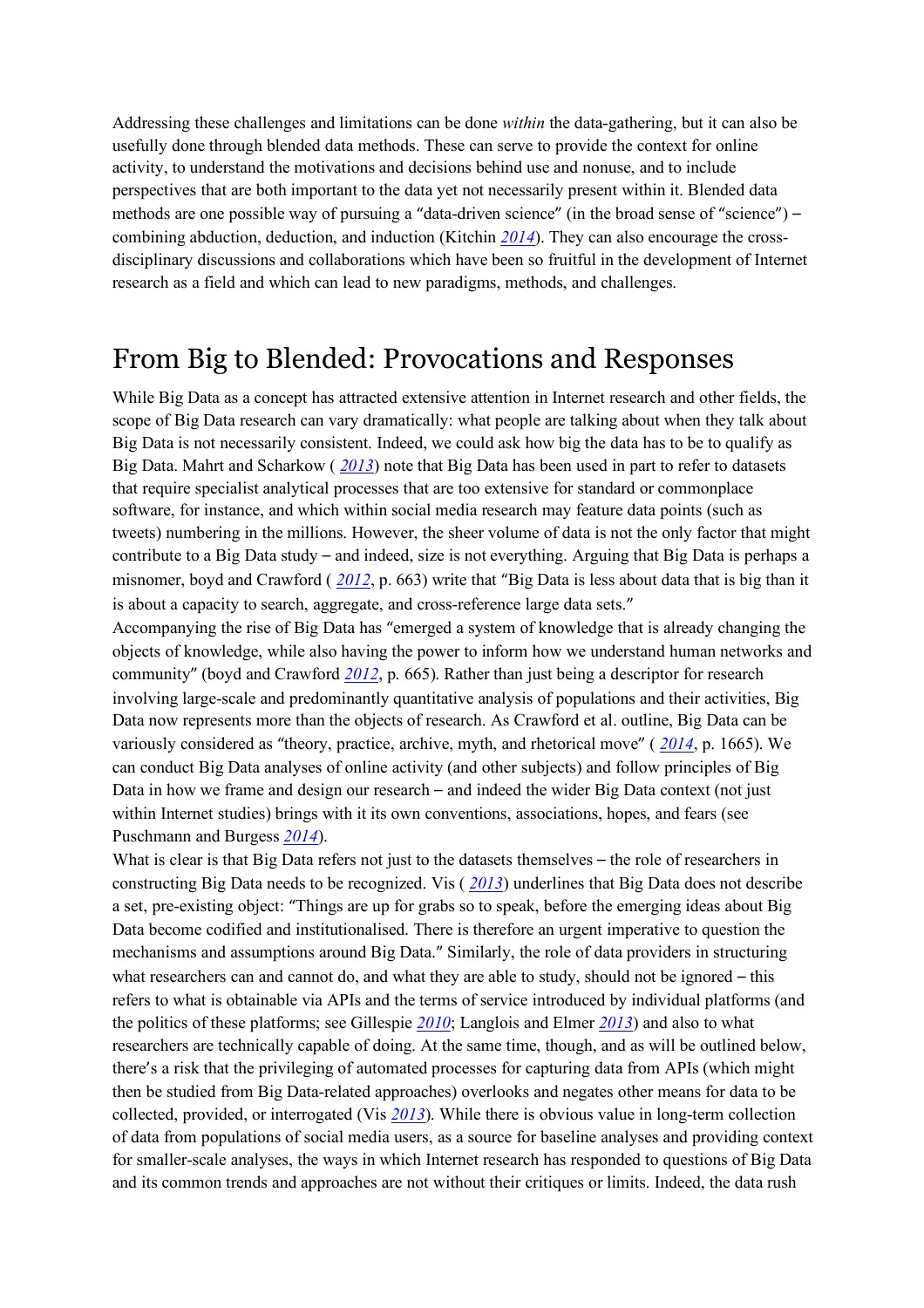Addressing these challenges and limitations can be done *within* the data-gathering, but it can also be usefully done through blended data methods. These can serve to provide the context for online activity, to understand the motivations and decisions behind use and nonuse, and to include perspectives that are both important to the data yet not necessarily present within it. Blended data methods are one possible way of pursuing a "data-driven science" (in the broad sense of "science") – combining abduction, deduction, and induction (Kitchin 2014). They can also encourage the cross-disciplinary discussions and collaborations which have been so fruitful in the development of Internet research as a field and which can lead to new paradigms, methods, and challenges.

## From Big to Blended: Provocations and Responses

While Big Data as a concept has attracted extensive attention in Internet research and other fields, the scope of Big Data research can vary dramatically: what people are talking about when they talk about Big Data is not necessarily consistent. Indeed, we could ask how big the data has to be to qualify as Big Data. Mahrt and Scharkow ( 2013) note that Big Data has been used in part to refer to datasets that require specialist analytical processes that are too extensive for standard or commonplace software, for instance, and which within social media research may feature data points (such as tweets) numbering in the millions. However, the sheer volume of data is not the only factor that might contribute to a Big Data study – and indeed, size is not everything. Arguing that Big Data is perhaps a misnomer, boyd and Crawford ( 2012, p. 663) write that "Big Data is less about data that is big than it is about a capacity to search, aggregate, and cross-reference large data sets."

Accompanying the rise of Big Data has "emerged a system of knowledge that is already changing the objects of knowledge, while also having the power to inform how we understand human networks and community" (boyd and Crawford 2012, p. 665). Rather than just being a descriptor for research involving large-scale and predominantly quantitative analysis of populations and their activities, Big Data now represents more than the objects of research. As Crawford et al. outline, Big Data can be variously considered as "theory, practice, archive, myth, and rhetorical move" ( 2014, p. 1665). We can conduct Big Data analyses of online activity (and other subjects) and follow principles of Big Data in how we frame and design our research – and indeed the wider Big Data context (not just within Internet studies) brings with it its own conventions, associations, hopes, and fears (see Puschmann and Burgess 2014).

What is clear is that Big Data refers not just to the datasets themselves – the role of researchers in constructing Big Data needs to be recognized. Vis ( 2013) underlines that Big Data does not describe a set, pre-existing object: "Things are up for grabs so to speak, before the emerging ideas about Big Data become codified and institutionalised. There is therefore an urgent imperative to question the mechanisms and assumptions around Big Data." Similarly, the role of data providers in structuring what researchers can and cannot do, and what they are able to study, should not be ignored – this refers to what is obtainable via APIs and the terms of service introduced by individual platforms (and the politics of these platforms; see Gillespie 2010; Langlois and Elmer 2013) and also to what researchers are technically capable of doing. At the same time, though, and as will be outlined below, there's a risk that the privileging of automated processes for capturing data from APIs (which might then be studied from Big Data-related approaches) overlooks and negates other means for data to be collected, provided, or interrogated (Vis 2013). While there is obvious value in long-term collection of data from populations of social media users, as a source for baseline analyses and providing context for smaller-scale analyses, the ways in which Internet research has responded to questions of Big Data and its common trends and approaches are not without their critiques or limits. Indeed, the data rush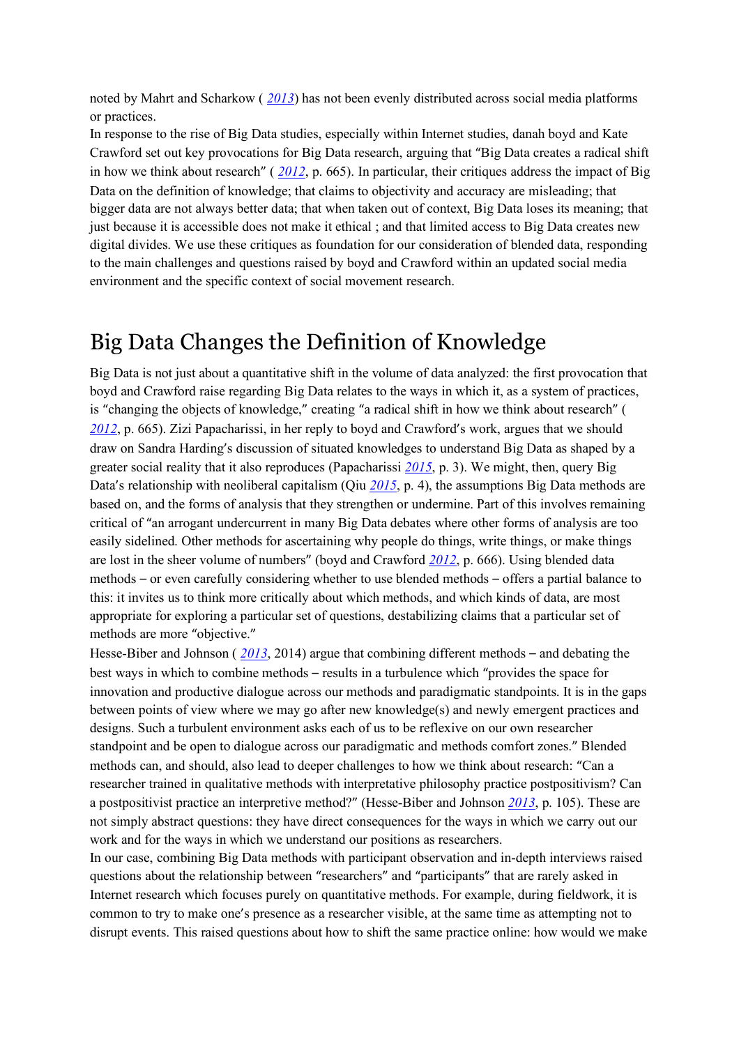noted by Mahrt and Scharkow ( 2013) has not been evenly distributed across social media platforms or practices.

In response to the rise of Big Data studies, especially within Internet studies, danah boyd and Kate Crawford set out key provocations for Big Data research, arguing that "Big Data creates a radical shift in how we think about research" ( 2012, p. 665). In particular, their critiques address the impact of Big Data on the definition of knowledge; that claims to objectivity and accuracy are misleading; that bigger data are not always better data; that when taken out of context, Big Data loses its meaning; that just because it is accessible does not make it ethical ; and that limited access to Big Data creates new digital divides. We use these critiques as foundation for our consideration of blended data, responding to the main challenges and questions raised by boyd and Crawford within an updated social media environment and the specific context of social movement research.

## Big Data Changes the Definition of Knowledge

Big Data is not just about a quantitative shift in the volume of data analyzed: the first provocation that boyd and Crawford raise regarding Big Data relates to the ways in which it, as a system of practices, is "changing the objects of knowledge," creating "a radical shift in how we think about research" ( 2012, p. 665). Zizi Papacharissi, in her reply to boyd and Crawford's work, argues that we should draw on Sandra Harding's discussion of situated knowledges to understand Big Data as shaped by a greater social reality that it also reproduces (Papacharissi 2015, p. 3). We might, then, query Big Data's relationship with neoliberal capitalism (Qiu 2015, p. 4), the assumptions Big Data methods are based on, and the forms of analysis that they strengthen or undermine. Part of this involves remaining critical of "an arrogant undercurrent in many Big Data debates where other forms of analysis are too easily sidelined. Other methods for ascertaining why people do things, write things, or make things are lost in the sheer volume of numbers" (boyd and Crawford 2012, p. 666). Using blended data methods – or even carefully considering whether to use blended methods – offers a partial balance to this: it invites us to think more critically about which methods, and which kinds of data, are most appropriate for exploring a particular set of questions, destabilizing claims that a particular set of methods are more "objective."

Hesse-Biber and Johnson ( 2013, 2014) argue that combining different methods – and debating the best ways in which to combine methods – results in a turbulence which "provides the space for innovation and productive dialogue across our methods and paradigmatic standpoints. It is in the gaps between points of view where we may go after new knowledge(s) and newly emergent practices and designs. Such a turbulent environment asks each of us to be reflexive on our own researcher standpoint and be open to dialogue across our paradigmatic and methods comfort zones." Blended methods can, and should, also lead to deeper challenges to how we think about research: "Can a researcher trained in qualitative methods with interpretative philosophy practice postpositivism? Can a postpositivist practice an interpretive method?" (Hesse-Biber and Johnson 2013, p. 105). These are not simply abstract questions: they have direct consequences for the ways in which we carry out our work and for the ways in which we understand our positions as researchers.

In our case, combining Big Data methods with participant observation and in-depth interviews raised questions about the relationship between "researchers" and "participants" that are rarely asked in Internet research which focuses purely on quantitative methods. For example, during fieldwork, it is common to try to make one's presence as a researcher visible, at the same time as attempting not to disrupt events. This raised questions about how to shift the same practice online: how would we make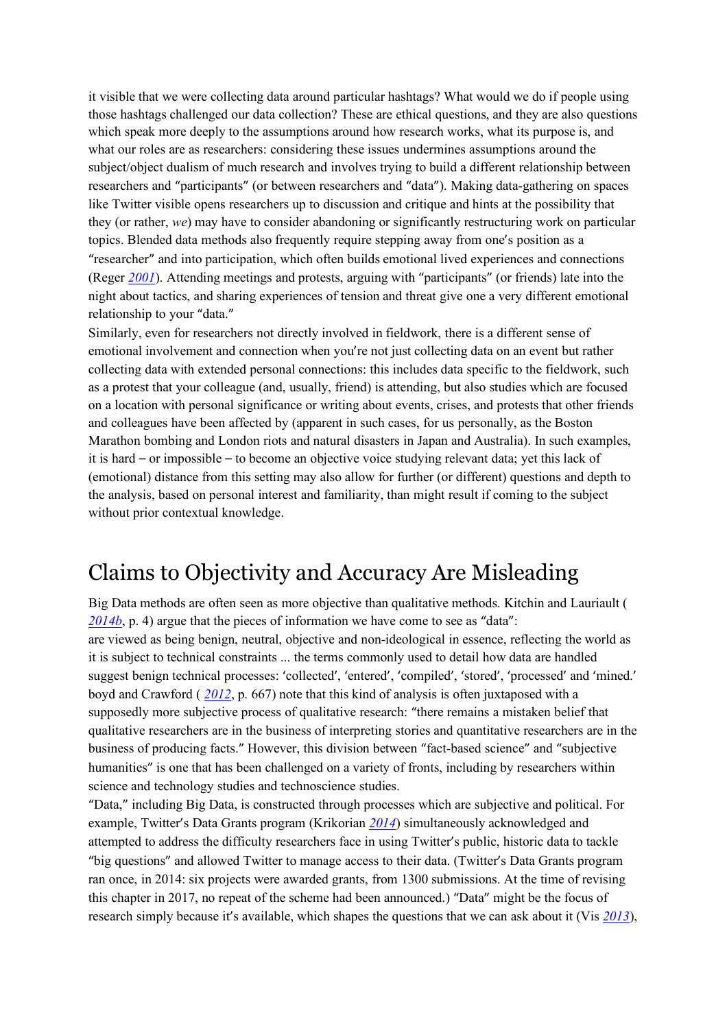it visible that we were collecting data around particular hashtags? What would we do if people using those hashtags challenged our data collection? These are ethical questions, and they are also questions which speak more deeply to the assumptions around how research works, what its purpose is, and what our roles are as researchers: considering these issues undermines assumptions around the subject/object dualism of much research and involves trying to build a different relationship between researchers and "participants" (or between researchers and "data"). Making data-gathering on spaces like Twitter visible opens researchers up to discussion and critique and hints at the possibility that they (or rather, *we*) may have to consider abandoning or significantly restructuring work on particular topics. Blended data methods also frequently require stepping away from one's position as a "researcher" and into participation, which often builds emotional lived experiences and connections (Reger *2001*). Attending meetings and protests, arguing with "participants" (or friends) late into the night about tactics, and sharing experiences of tension and threat give one a very different emotional relationship to your "data."

Similarly, even for researchers not directly involved in fieldwork, there is a different sense of emotional involvement and connection when you're not just collecting data on an event but rather collecting data with extended personal connections: this includes data specific to the fieldwork, such as a protest that your colleague (and, usually, friend) is attending, but also studies which are focused on a location with personal significance or writing about events, crises, and protests that other friends and colleagues have been affected by (apparent in such cases, for us personally, as the Boston Marathon bombing and London riots and natural disasters in Japan and Australia). In such examples, it is hard – or impossible – to become an objective voice studying relevant data; yet this lack of (emotional) distance from this setting may also allow for further (or different) questions and depth to the analysis, based on personal interest and familiarity, than might result if coming to the subject without prior contextual knowledge.

## Claims to Objectivity and Accuracy Are Misleading

Big Data methods are often seen as more objective than qualitative methods. Kitchin and Lauriault ( *2014b*, p. 4) argue that the pieces of information we have come to see as "data":

are viewed as being benign, neutral, objective and non-ideological in essence, reflecting the world as it is subject to technical constraints ... the terms commonly used to detail how data are handled suggest benign technical processes: 'collected', 'entered', 'compiled', 'stored', 'processed' and 'mined.'

boyd and Crawford ( *2012*, p. 667) note that this kind of analysis is often juxtaposed with a supposedly more subjective process of qualitative research: "there remains a mistaken belief that qualitative researchers are in the business of interpreting stories and quantitative researchers are in the business of producing facts." However, this division between "fact-based science" and "subjective humanities" is one that has been challenged on a variety of fronts, including by researchers within science and technology studies and technoscience studies.

"Data," including Big Data, is constructed through processes which are subjective and political. For example, Twitter's Data Grants program (Krikorian *2014*) simultaneously acknowledged and attempted to address the difficulty researchers face in using Twitter's public, historic data to tackle "big questions" and allowed Twitter to manage access to their data. (Twitter's Data Grants program ran once, in 2014: six projects were awarded grants, from 1300 submissions. At the time of revising this chapter in 2017, no repeat of the scheme had been announced.) "Data" might be the focus of research simply because it's available, which shapes the questions that we can ask about it (Vis *2013*),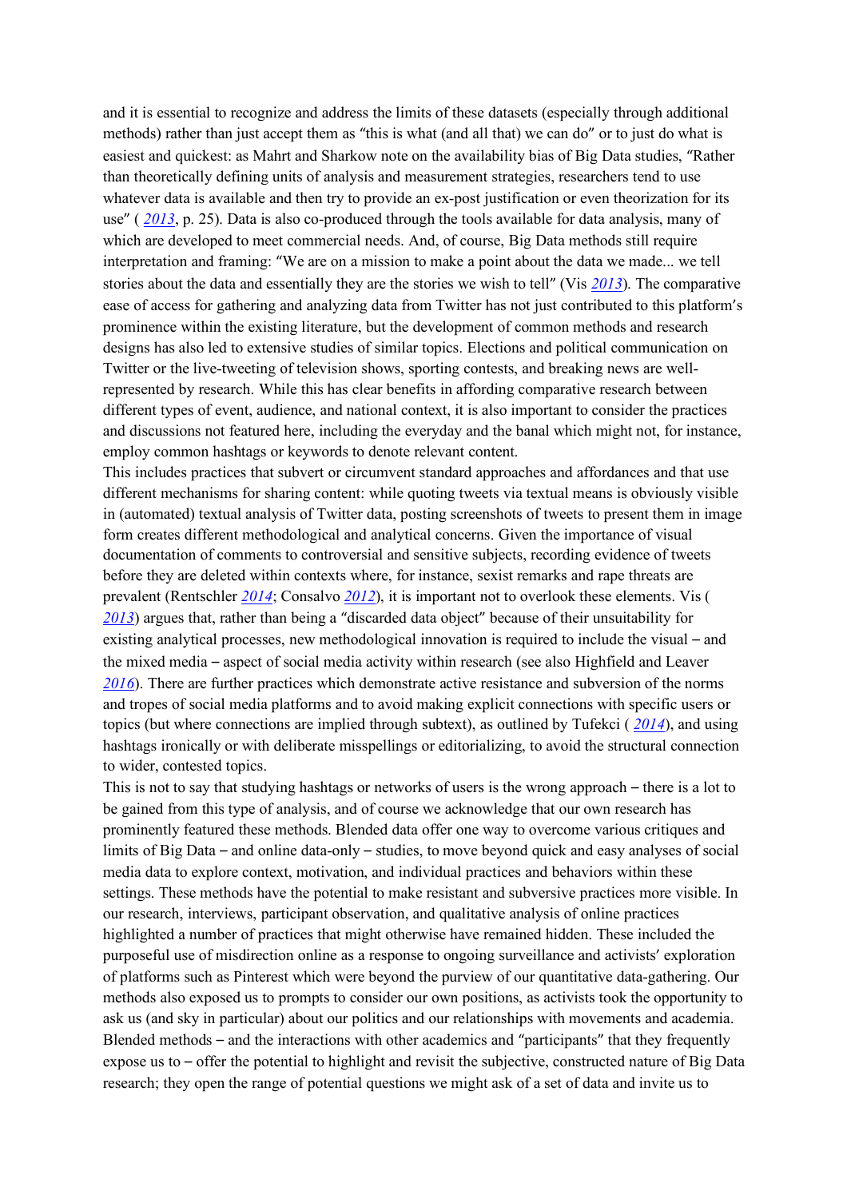and it is essential to recognize and address the limits of these datasets (especially through additional methods) rather than just accept them as "this is what (and all that) we can do" or to just do what is easiest and quickest: as Mahrt and Sharkow note on the availability bias of Big Data studies, "Rather than theoretically defining units of analysis and measurement strategies, researchers tend to use whatever data is available and then try to provide an ex-post justification or even theorization for its use" ( *2013*, p. 25). Data is also co-produced through the tools available for data analysis, many of which are developed to meet commercial needs. And, of course, Big Data methods still require interpretation and framing: "We are on a mission to make a point about the data we made... we tell stories about the data and essentially they are the stories we wish to tell" (Vis *2013*). The comparative ease of access for gathering and analyzing data from Twitter has not just contributed to this platform's prominence within the existing literature, but the development of common methods and research designs has also led to extensive studies of similar topics. Elections and political communication on Twitter or the live-tweeting of television shows, sporting contests, and breaking news are well-represented by research. While this has clear benefits in affording comparative research between different types of event, audience, and national context, it is also important to consider the practices and discussions not featured here, including the everyday and the banal which might not, for instance, employ common hashtags or keywords to denote relevant content.

This includes practices that subvert or circumvent standard approaches and affordances and that use different mechanisms for sharing content: while quoting tweets via textual means is obviously visible in (automated) textual analysis of Twitter data, posting screenshots of tweets to present them in image form creates different methodological and analytical concerns. Given the importance of visual documentation of comments to controversial and sensitive subjects, recording evidence of tweets before they are deleted within contexts where, for instance, sexist remarks and rape threats are prevalent (Rentschler *2014*; Consalvo *2012*), it is important not to overlook these elements. Vis ( *2013*) argues that, rather than being a "discarded data object" because of their unsuitability for existing analytical processes, new methodological innovation is required to include the visual – and the mixed media – aspect of social media activity within research (see also Highfield and Leaver *2016*). There are further practices which demonstrate active resistance and subversion of the norms and tropes of social media platforms and to avoid making explicit connections with specific users or topics (but where connections are implied through subtext), as outlined by Tufekci ( *2014*), and using hashtags ironically or with deliberate misspellings or editorializing, to avoid the structural connection to wider, contested topics.

This is not to say that studying hashtags or networks of users is the wrong approach – there is a lot to be gained from this type of analysis, and of course we acknowledge that our own research has prominently featured these methods. Blended data offer one way to overcome various critiques and limits of Big Data – and online data-only – studies, to move beyond quick and easy analyses of social media data to explore context, motivation, and individual practices and behaviors within these settings. These methods have the potential to make resistant and subversive practices more visible. In our research, interviews, participant observation, and qualitative analysis of online practices highlighted a number of practices that might otherwise have remained hidden. These included the purposeful use of misdirection online as a response to ongoing surveillance and activists' exploration of platforms such as Pinterest which were beyond the purview of our quantitative data-gathering. Our methods also exposed us to prompts to consider our own positions, as activists took the opportunity to ask us (and sky in particular) about our politics and our relationships with movements and academia. Blended methods – and the interactions with other academics and "participants" that they frequently expose us to – offer the potential to highlight and revisit the subjective, constructed nature of Big Data research; they open the range of potential questions we might ask of a set of data and invite us to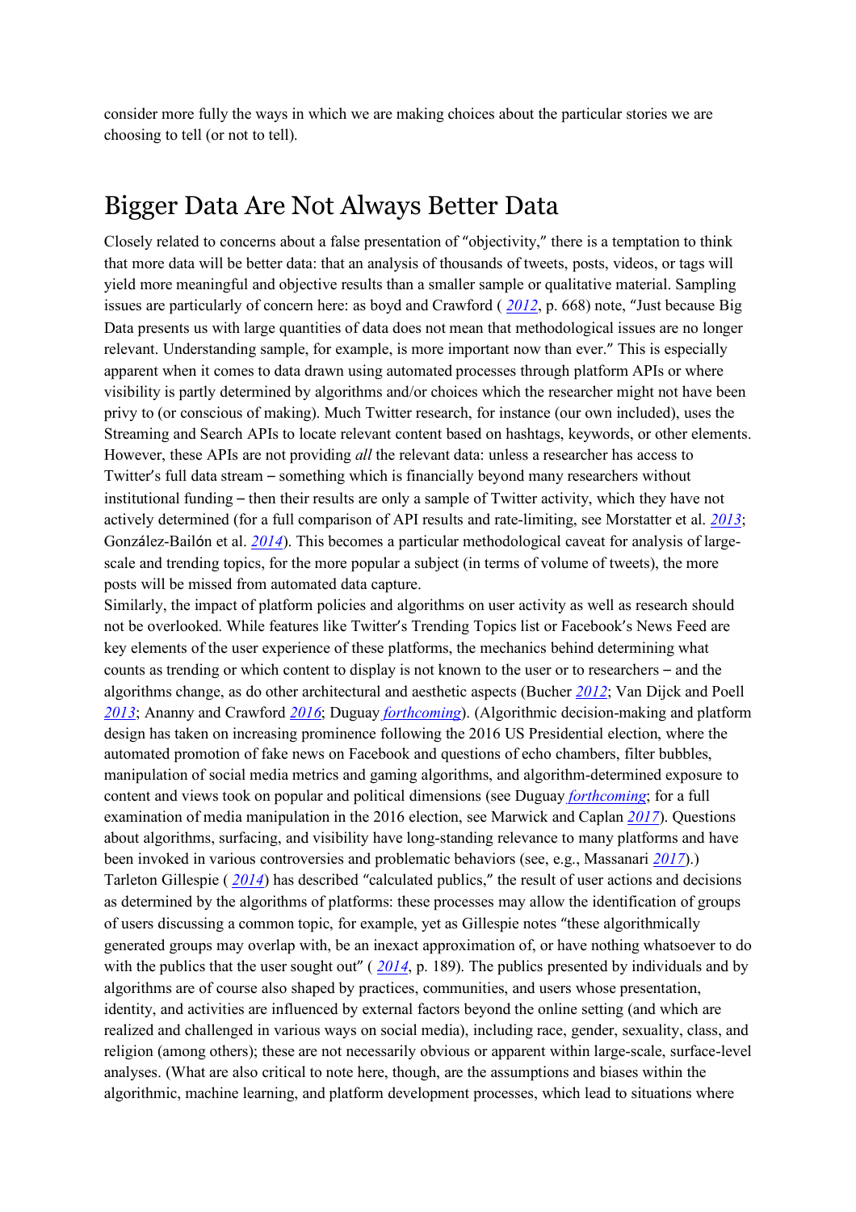consider more fully the ways in which we are making choices about the particular stories we are choosing to tell (or not to tell).

## Bigger Data Are Not Always Better Data

Closely related to concerns about a false presentation of "objectivity," there is a temptation to think that more data will be better data: that an analysis of thousands of tweets, posts, videos, or tags will yield more meaningful and objective results than a smaller sample or qualitative material. Sampling issues are particularly of concern here: as boyd and Crawford ( *2012*, p. 668) note, "Just because Big Data presents us with large quantities of data does not mean that methodological issues are no longer relevant. Understanding sample, for example, is more important now than ever." This is especially apparent when it comes to data drawn using automated processes through platform APIs or where visibility is partly determined by algorithms and/or choices which the researcher might not have been privy to (or conscious of making). Much Twitter research, for instance (our own included), uses the Streaming and Search APIs to locate relevant content based on hashtags, keywords, or other elements. However, these APIs are not providing *all* the relevant data: unless a researcher has access to Twitter's full data stream – something which is financially beyond many researchers without institutional funding – then their results are only a sample of Twitter activity, which they have not actively determined (for a full comparison of API results and rate-limiting, see Morstatter et al. *2013*; González-Bailón et al. *2014*). This becomes a particular methodological caveat for analysis of large-scale and trending topics, for the more popular a subject (in terms of volume of tweets), the more posts will be missed from automated data capture.

Similarly, the impact of platform policies and algorithms on user activity as well as research should not be overlooked. While features like Twitter's Trending Topics list or Facebook's News Feed are key elements of the user experience of these platforms, the mechanics behind determining what counts as trending or which content to display is not known to the user or to researchers – and the algorithms change, as do other architectural and aesthetic aspects (Bucher *2012*; Van Dijck and Poell *2013*; Ananny and Crawford *2016*; Duguay *forthcoming*). (Algorithmic decision-making and platform design has taken on increasing prominence following the 2016 US Presidential election, where the automated promotion of fake news on Facebook and questions of echo chambers, filter bubbles, manipulation of social media metrics and gaming algorithms, and algorithm-determined exposure to content and views took on popular and political dimensions (see Duguay *forthcoming*; for a full examination of media manipulation in the 2016 election, see Marwick and Caplan *2017*). Questions about algorithms, surfacing, and visibility have long-standing relevance to many platforms and have been invoked in various controversies and problematic behaviors (see, e.g., Massanari *2017*).)

Tarleton Gillespie ( *2014*) has described "calculated publics," the result of user actions and decisions as determined by the algorithms of platforms: these processes may allow the identification of groups of users discussing a common topic, for example, yet as Gillespie notes "these algorithmically generated groups may overlap with, be an inexact approximation of, or have nothing whatsoever to do with the publics that the user sought out" ( *2014*, p. 189). The publics presented by individuals and by algorithms are of course also shaped by practices, communities, and users whose presentation, identity, and activities are influenced by external factors beyond the online setting (and which are realized and challenged in various ways on social media), including race, gender, sexuality, class, and religion (among others); these are not necessarily obvious or apparent within large-scale, surface-level analyses. (What are also critical to note here, though, are the assumptions and biases within the algorithmic, machine learning, and platform development processes, which lead to situations where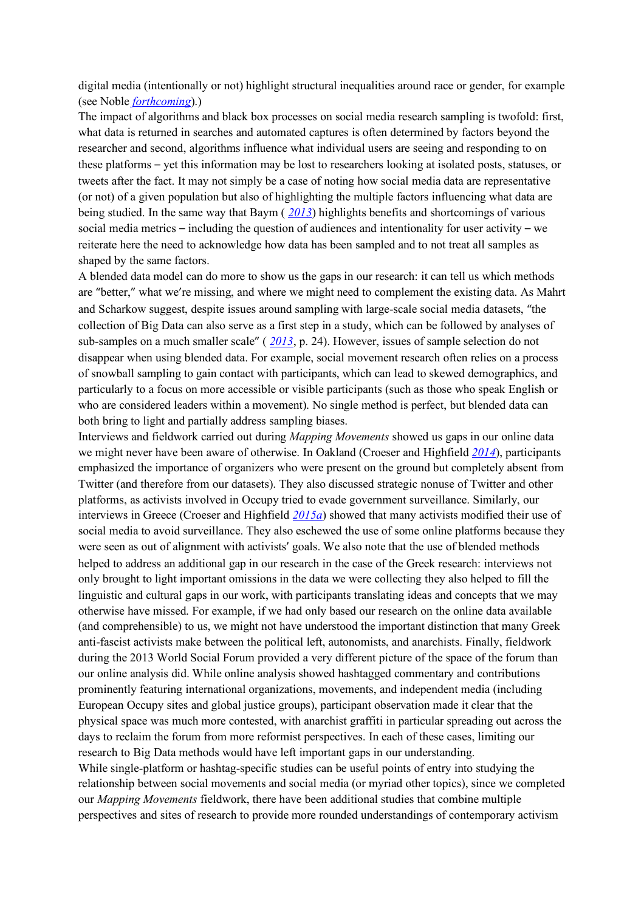digital media (intentionally or not) highlight structural inequalities around race or gender, for example (see Noble *forthcoming*).)

The impact of algorithms and black box processes on social media research sampling is twofold: first, what data is returned in searches and automated captures is often determined by factors beyond the researcher and second, algorithms influence what individual users are seeing and responding to on these platforms – yet this information may be lost to researchers looking at isolated posts, statuses, or tweets after the fact. It may not simply be a case of noting how social media data are representative (or not) of a given population but also of highlighting the multiple factors influencing what data are being studied. In the same way that Baym ( *2013*) highlights benefits and shortcomings of various social media metrics – including the question of audiences and intentionality for user activity – we reiterate here the need to acknowledge how data has been sampled and to not treat all samples as shaped by the same factors.

A blended data model can do more to show us the gaps in our research: it can tell us which methods are "better," what we're missing, and where we might need to complement the existing data. As Mahrt and Scharkow suggest, despite issues around sampling with large-scale social media datasets, "the collection of Big Data can also serve as a first step in a study, which can be followed by analyses of sub-samples on a much smaller scale" ( *2013*, p. 24). However, issues of sample selection do not disappear when using blended data. For example, social movement research often relies on a process of snowball sampling to gain contact with participants, which can lead to skewed demographics, and particularly to a focus on more accessible or visible participants (such as those who speak English or who are considered leaders within a movement). No single method is perfect, but blended data can both bring to light and partially address sampling biases.

Interviews and fieldwork carried out during *Mapping Movements* showed us gaps in our online data we might never have been aware of otherwise. In Oakland (Croeser and Highfield *2014*), participants emphasized the importance of organizers who were present on the ground but completely absent from Twitter (and therefore from our datasets). They also discussed strategic nonuse of Twitter and other platforms, as activists involved in Occupy tried to evade government surveillance. Similarly, our interviews in Greece (Croeser and Highfield *2015a*) showed that many activists modified their use of social media to avoid surveillance. They also eschewed the use of some online platforms because they were seen as out of alignment with activists' goals. We also note that the use of blended methods helped to address an additional gap in our research in the case of the Greek research: interviews not only brought to light important omissions in the data we were collecting they also helped to fill the linguistic and cultural gaps in our work, with participants translating ideas and concepts that we may otherwise have missed. For example, if we had only based our research on the online data available (and comprehensible) to us, we might not have understood the important distinction that many Greek anti-fascist activists make between the political left, autonomists, and anarchists. Finally, fieldwork during the 2013 World Social Forum provided a very different picture of the space of the forum than our online analysis did. While online analysis showed hashtagged commentary and contributions prominently featuring international organizations, movements, and independent media (including European Occupy sites and global justice groups), participant observation made it clear that the physical space was much more contested, with anarchist graffiti in particular spreading out across the days to reclaim the forum from more reformist perspectives. In each of these cases, limiting our research to Big Data methods would have left important gaps in our understanding.

While single-platform or hashtag-specific studies can be useful points of entry into studying the relationship between social movements and social media (or myriad other topics), since we completed our *Mapping Movements* fieldwork, there have been additional studies that combine multiple perspectives and sites of research to provide more rounded understandings of contemporary activism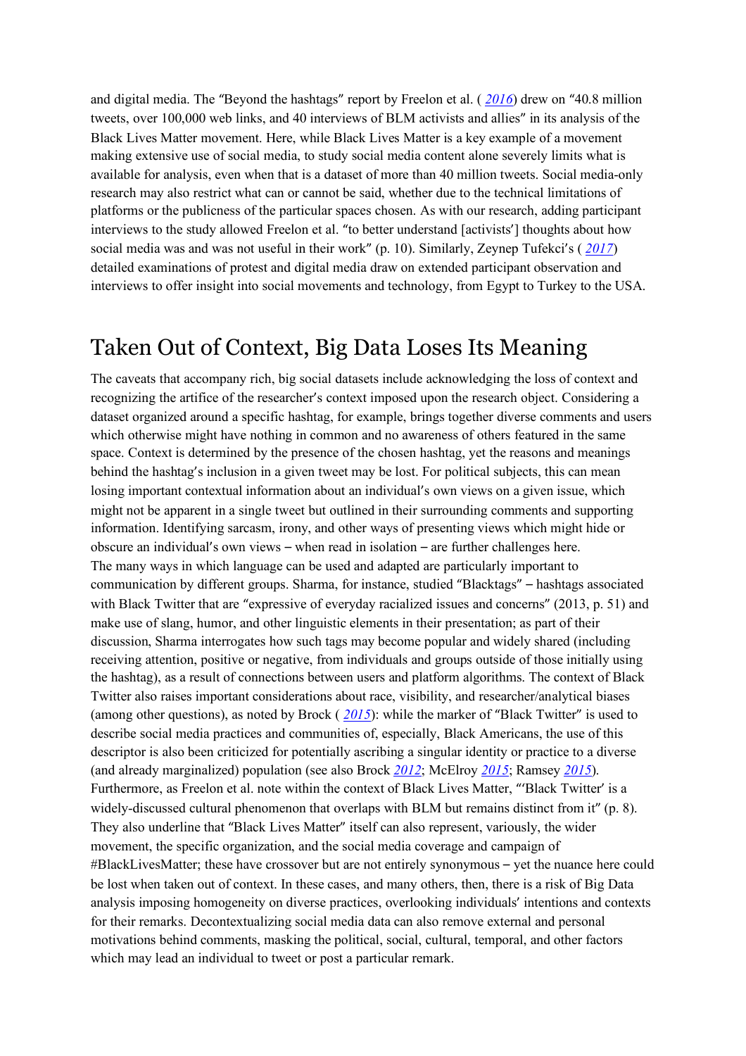and digital media. The "Beyond the hashtags" report by Freelon et al. ( 2016) drew on "40.8 million tweets, over 100,000 web links, and 40 interviews of BLM activists and allies" in its analysis of the Black Lives Matter movement. Here, while Black Lives Matter is a key example of a movement making extensive use of social media, to study social media content alone severely limits what is available for analysis, even when that is a dataset of more than 40 million tweets. Social media-only research may also restrict what can or cannot be said, whether due to the technical limitations of platforms or the publicness of the particular spaces chosen. As with our research, adding participant interviews to the study allowed Freelon et al. "to better understand [activists'] thoughts about how social media was and was not useful in their work" (p. 10). Similarly, Zeynep Tufekci's ( 2017) detailed examinations of protest and digital media draw on extended participant observation and interviews to offer insight into social movements and technology, from Egypt to Turkey to the USA.

## Taken Out of Context, Big Data Loses Its Meaning

The caveats that accompany rich, big social datasets include acknowledging the loss of context and recognizing the artifice of the researcher's context imposed upon the research object. Considering a dataset organized around a specific hashtag, for example, brings together diverse comments and users which otherwise might have nothing in common and no awareness of others featured in the same space. Context is determined by the presence of the chosen hashtag, yet the reasons and meanings behind the hashtag's inclusion in a given tweet may be lost. For political subjects, this can mean losing important contextual information about an individual's own views on a given issue, which might not be apparent in a single tweet but outlined in their surrounding comments and supporting information. Identifying sarcasm, irony, and other ways of presenting views which might hide or obscure an individual's own views – when read in isolation – are further challenges here.

The many ways in which language can be used and adapted are particularly important to communication by different groups. Sharma, for instance, studied "Blacktags" – hashtags associated with Black Twitter that are "expressive of everyday racialized issues and concerns" (2013, p. 51) and make use of slang, humor, and other linguistic elements in their presentation; as part of their discussion, Sharma interrogates how such tags may become popular and widely shared (including receiving attention, positive or negative, from individuals and groups outside of those initially using the hashtag), as a result of connections between users and platform algorithms. The context of Black Twitter also raises important considerations about race, visibility, and researcher/analytical biases (among other questions), as noted by Brock ( 2015): while the marker of "Black Twitter" is used to describe social media practices and communities of, especially, Black Americans, the use of this descriptor is also been criticized for potentially ascribing a singular identity or practice to a diverse (and already marginalized) population (see also Brock 2012; McElroy 2015; Ramsey 2015). Furthermore, as Freelon et al. note within the context of Black Lives Matter, "'Black Twitter' is a widely-discussed cultural phenomenon that overlaps with BLM but remains distinct from it" (p. 8). They also underline that "Black Lives Matter" itself can also represent, variously, the wider movement, the specific organization, and the social media coverage and campaign of #BlackLivesMatter; these have crossover but are not entirely synonymous – yet the nuance here could be lost when taken out of context. In these cases, and many others, then, there is a risk of Big Data analysis imposing homogeneity on diverse practices, overlooking individuals' intentions and contexts for their remarks. Decontextualizing social media data can also remove external and personal motivations behind comments, masking the political, social, cultural, temporal, and other factors which may lead an individual to tweet or post a particular remark.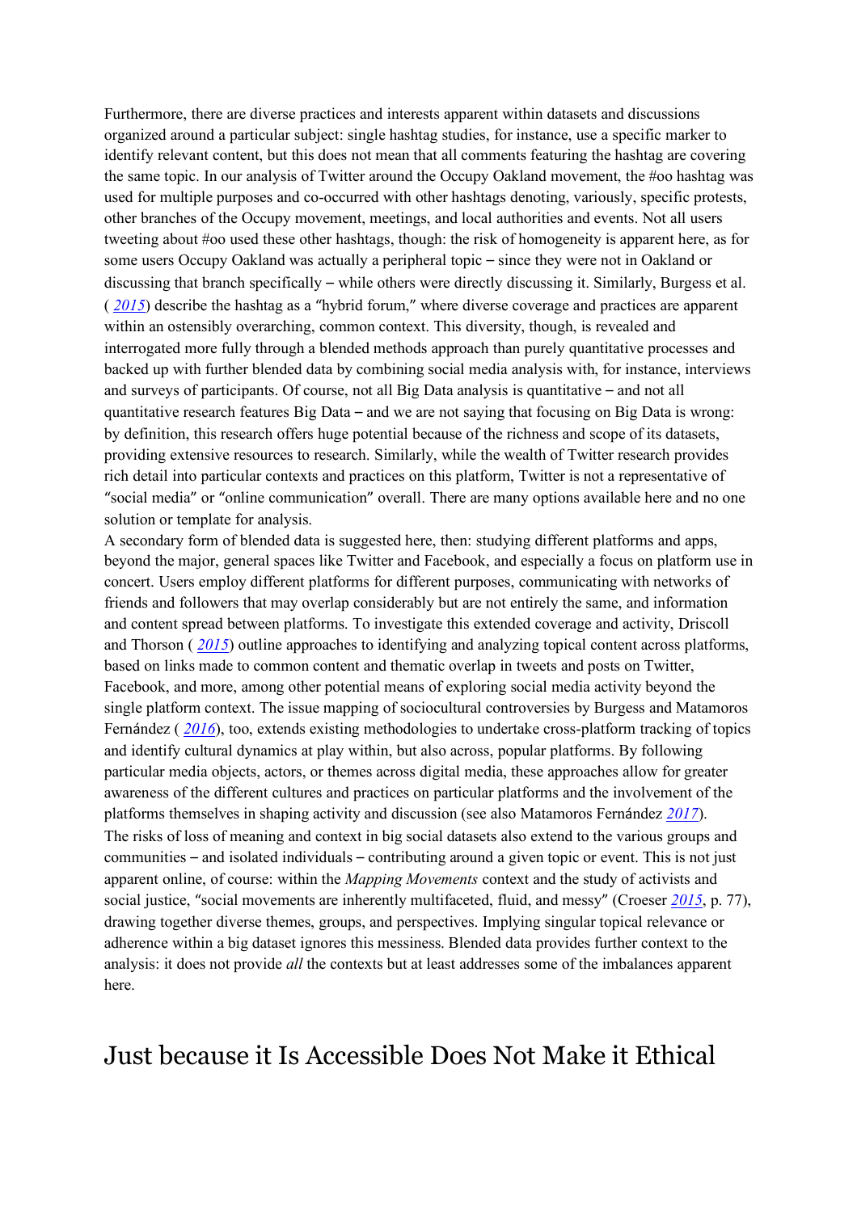Furthermore, there are diverse practices and interests apparent within datasets and discussions organized around a particular subject: single hashtag studies, for instance, use a specific marker to identify relevant content, but this does not mean that all comments featuring the hashtag are covering the same topic. In our analysis of Twitter around the Occupy Oakland movement, the #oo hashtag was used for multiple purposes and co-occurred with other hashtags denoting, variously, specific protests, other branches of the Occupy movement, meetings, and local authorities and events. Not all users tweeting about #oo used these other hashtags, though: the risk of homogeneity is apparent here, as for some users Occupy Oakland was actually a peripheral topic – since they were not in Oakland or discussing that branch specifically – while others were directly discussing it. Similarly, Burgess et al. ( *2015*) describe the hashtag as a "hybrid forum," where diverse coverage and practices are apparent within an ostensibly overarching, common context. This diversity, though, is revealed and interrogated more fully through a blended methods approach than purely quantitative processes and backed up with further blended data by combining social media analysis with, for instance, interviews and surveys of participants. Of course, not all Big Data analysis is quantitative – and not all quantitative research features Big Data – and we are not saying that focusing on Big Data is wrong: by definition, this research offers huge potential because of the richness and scope of its datasets, providing extensive resources to research. Similarly, while the wealth of Twitter research provides rich detail into particular contexts and practices on this platform, Twitter is not a representative of "social media" or "online communication" overall. There are many options available here and no one solution or template for analysis.

A secondary form of blended data is suggested here, then: studying different platforms and apps, beyond the major, general spaces like Twitter and Facebook, and especially a focus on platform use in concert. Users employ different platforms for different purposes, communicating with networks of friends and followers that may overlap considerably but are not entirely the same, and information and content spread between platforms. To investigate this extended coverage and activity, Driscoll and Thorson ( *2015*) outline approaches to identifying and analyzing topical content across platforms, based on links made to common content and thematic overlap in tweets and posts on Twitter, Facebook, and more, among other potential means of exploring social media activity beyond the single platform context. The issue mapping of sociocultural controversies by Burgess and Matamoros Fernández ( *2016*), too, extends existing methodologies to undertake cross-platform tracking of topics and identify cultural dynamics at play within, but also across, popular platforms. By following particular media objects, actors, or themes across digital media, these approaches allow for greater awareness of the different cultures and practices on particular platforms and the involvement of the platforms themselves in shaping activity and discussion (see also Matamoros Fernández *2017*).

The risks of loss of meaning and context in big social datasets also extend to the various groups and communities – and isolated individuals – contributing around a given topic or event. This is not just apparent online, of course: within the *Mapping Movements* context and the study of activists and social justice, "social movements are inherently multifaceted, fluid, and messy" (Croeser *2015*, p. 77), drawing together diverse themes, groups, and perspectives. Implying singular topical relevance or adherence within a big dataset ignores this messiness. Blended data provides further context to the analysis: it does not provide *all* the contexts but at least addresses some of the imbalances apparent here.

## Just because it Is Accessible Does Not Make it Ethical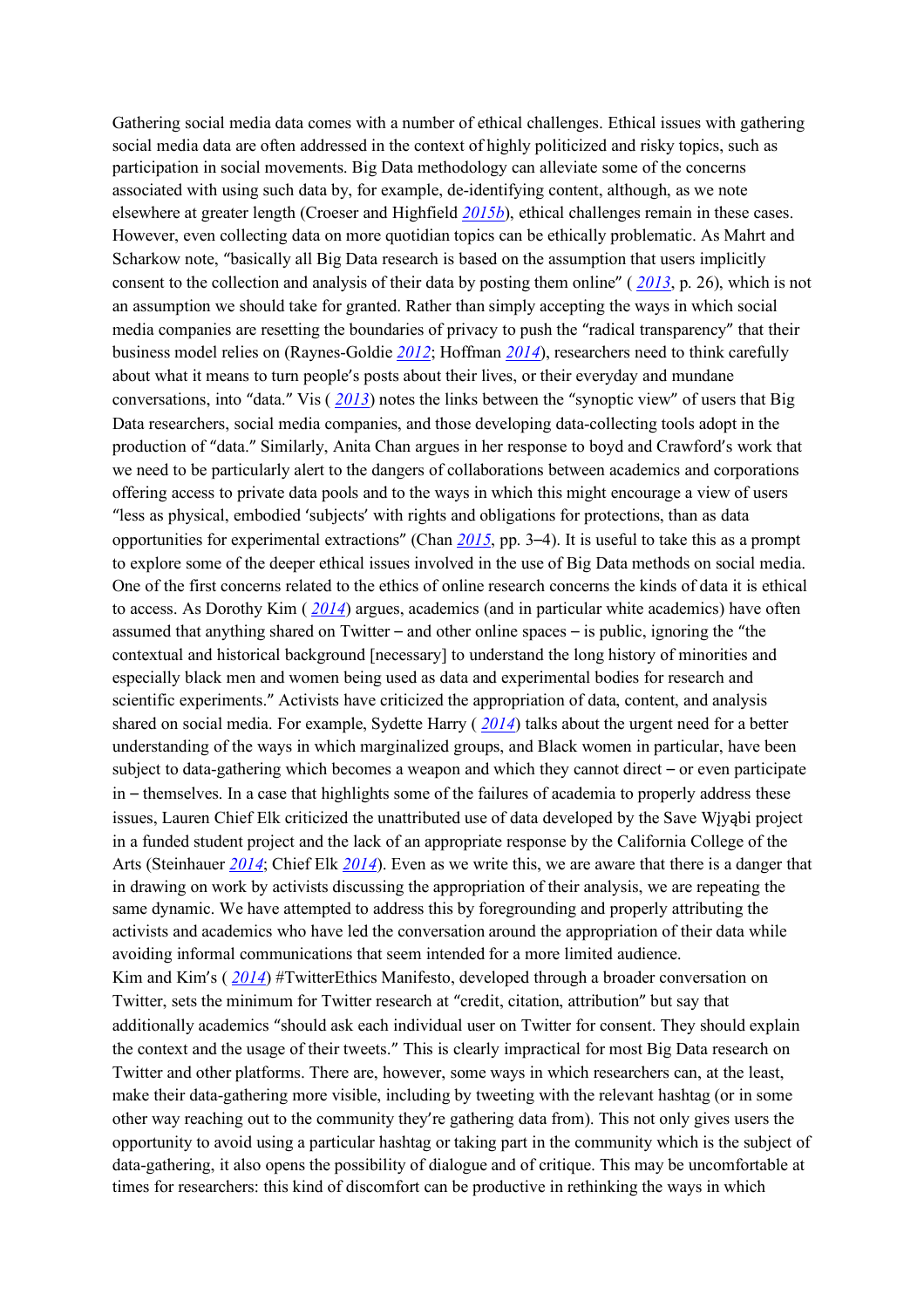Gathering social media data comes with a number of ethical challenges. Ethical issues with gathering social media data are often addressed in the context of highly politicized and risky topics, such as participation in social movements. Big Data methodology can alleviate some of the concerns associated with using such data by, for example, de-identifying content, although, as we note elsewhere at greater length (Croeser and Highfield 2015b), ethical challenges remain in these cases. However, even collecting data on more quotidian topics can be ethically problematic. As Mahrt and Scharkow note, "basically all Big Data research is based on the assumption that users implicitly consent to the collection and analysis of their data by posting them online" ( 2013, p. 26), which is not an assumption we should take for granted. Rather than simply accepting the ways in which social media companies are resetting the boundaries of privacy to push the "radical transparency" that their business model relies on (Raynes-Goldie 2012; Hoffman 2014), researchers need to think carefully about what it means to turn people's posts about their lives, or their everyday and mundane conversations, into "data." Vis ( 2013) notes the links between the "synoptic view" of users that Big Data researchers, social media companies, and those developing data-collecting tools adopt in the production of "data." Similarly, Anita Chan argues in her response to boyd and Crawford's work that we need to be particularly alert to the dangers of collaborations between academics and corporations offering access to private data pools and to the ways in which this might encourage a view of users "less as physical, embodied 'subjects' with rights and obligations for protections, than as data opportunities for experimental extractions" (Chan 2015, pp. 3–4). It is useful to take this as a prompt to explore some of the deeper ethical issues involved in the use of Big Data methods on social media.

One of the first concerns related to the ethics of online research concerns the kinds of data it is ethical to access. As Dorothy Kim ( 2014) argues, academics (and in particular white academics) have often assumed that anything shared on Twitter – and other online spaces – is public, ignoring the "the contextual and historical background [necessary] to understand the long history of minorities and especially black men and women being used as data and experimental bodies for research and scientific experiments." Activists have criticized the appropriation of data, content, and analysis shared on social media. For example, Sydette Harry ( 2014) talks about the urgent need for a better understanding of the ways in which marginalized groups, and Black women in particular, have been subject to data-gathering which becomes a weapon and which they cannot direct – or even participate in – themselves. In a case that highlights some of the failures of academia to properly address these issues, Lauren Chief Elk criticized the unattributed use of data developed by the Save Wįyąbi project in a funded student project and the lack of an appropriate response by the California College of the Arts (Steinhauer 2014; Chief Elk 2014). Even as we write this, we are aware that there is a danger that in drawing on work by activists discussing the appropriation of their analysis, we are repeating the same dynamic. We have attempted to address this by foregrounding and properly attributing the activists and academics who have led the conversation around the appropriation of their data while avoiding informal communications that seem intended for a more limited audience.

Kim and Kim's ( 2014) #TwitterEthics Manifesto, developed through a broader conversation on Twitter, sets the minimum for Twitter research at "credit, citation, attribution" but say that additionally academics "should ask each individual user on Twitter for consent. They should explain the context and the usage of their tweets." This is clearly impractical for most Big Data research on Twitter and other platforms. There are, however, some ways in which researchers can, at the least, make their data-gathering more visible, including by tweeting with the relevant hashtag (or in some other way reaching out to the community they're gathering data from). This not only gives users the opportunity to avoid using a particular hashtag or taking part in the community which is the subject of data-gathering, it also opens the possibility of dialogue and of critique. This may be uncomfortable at times for researchers: this kind of discomfort can be productive in rethinking the ways in which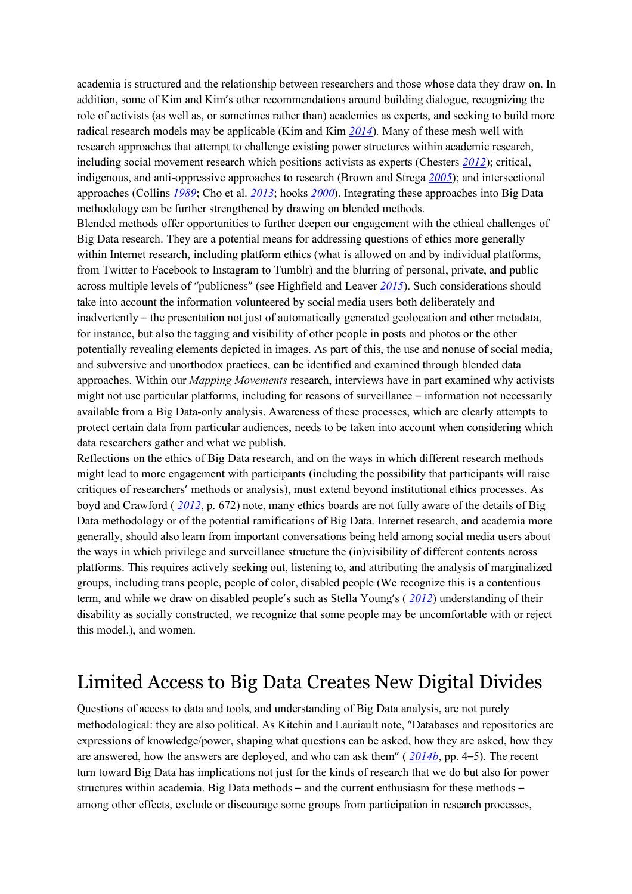academia is structured and the relationship between researchers and those whose data they draw on. In addition, some of Kim and Kim's other recommendations around building dialogue, recognizing the role of activists (as well as, or sometimes rather than) academics as experts, and seeking to build more radical research models may be applicable (Kim and Kim 2014). Many of these mesh well with research approaches that attempt to challenge existing power structures within academic research, including social movement research which positions activists as experts (Chesters 2012); critical, indigenous, and anti-oppressive approaches to research (Brown and Strega 2005); and intersectional approaches (Collins 1989; Cho et al. 2013; hooks 2000). Integrating these approaches into Big Data methodology can be further strengthened by drawing on blended methods.

Blended methods offer opportunities to further deepen our engagement with the ethical challenges of Big Data research. They are a potential means for addressing questions of ethics more generally within Internet research, including platform ethics (what is allowed on and by individual platforms, from Twitter to Facebook to Instagram to Tumblr) and the blurring of personal, private, and public across multiple levels of "publicness" (see Highfield and Leaver 2015). Such considerations should take into account the information volunteered by social media users both deliberately and inadvertently – the presentation not just of automatically generated geolocation and other metadata, for instance, but also the tagging and visibility of other people in posts and photos or the other potentially revealing elements depicted in images. As part of this, the use and nonuse of social media, and subversive and unorthodox practices, can be identified and examined through blended data approaches. Within our *Mapping Movements* research, interviews have in part examined why activists might not use particular platforms, including for reasons of surveillance – information not necessarily available from a Big Data-only analysis. Awareness of these processes, which are clearly attempts to protect certain data from particular audiences, needs to be taken into account when considering which data researchers gather and what we publish.

Reflections on the ethics of Big Data research, and on the ways in which different research methods might lead to more engagement with participants (including the possibility that participants will raise critiques of researchers' methods or analysis), must extend beyond institutional ethics processes. As boyd and Crawford ( 2012, p. 672) note, many ethics boards are not fully aware of the details of Big Data methodology or of the potential ramifications of Big Data. Internet research, and academia more generally, should also learn from important conversations being held among social media users about the ways in which privilege and surveillance structure the (in)visibility of different contents across platforms. This requires actively seeking out, listening to, and attributing the analysis of marginalized groups, including trans people, people of color, disabled people (We recognize this is a contentious term, and while we draw on disabled people's such as Stella Young's ( 2012) understanding of their disability as socially constructed, we recognize that some people may be uncomfortable with or reject this model.), and women.

## Limited Access to Big Data Creates New Digital Divides

Questions of access to data and tools, and understanding of Big Data analysis, are not purely methodological: they are also political. As Kitchin and Lauriault note, "Databases and repositories are expressions of knowledge/power, shaping what questions can be asked, how they are asked, how they are answered, how the answers are deployed, and who can ask them" ( 2014b, pp. 4–5). The recent turn toward Big Data has implications not just for the kinds of research that we do but also for power structures within academia. Big Data methods – and the current enthusiasm for these methods – among other effects, exclude or discourage some groups from participation in research processes,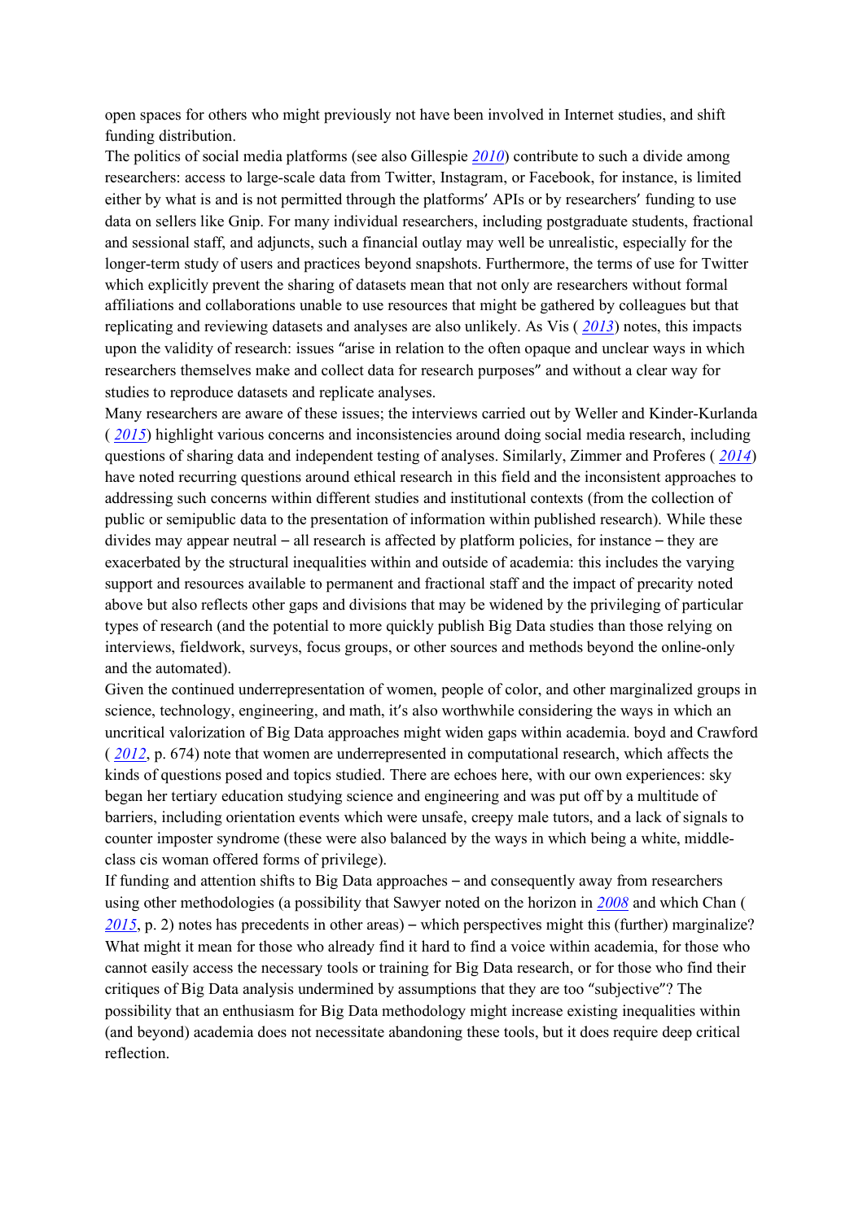open spaces for others who might previously not have been involved in Internet studies, and shift funding distribution.

The politics of social media platforms (see also Gillespie 2010) contribute to such a divide among researchers: access to large-scale data from Twitter, Instagram, or Facebook, for instance, is limited either by what is and is not permitted through the platforms' APIs or by researchers' funding to use data on sellers like Gnip. For many individual researchers, including postgraduate students, fractional and sessional staff, and adjuncts, such a financial outlay may well be unrealistic, especially for the longer-term study of users and practices beyond snapshots. Furthermore, the terms of use for Twitter which explicitly prevent the sharing of datasets mean that not only are researchers without formal affiliations and collaborations unable to use resources that might be gathered by colleagues but that replicating and reviewing datasets and analyses are also unlikely. As Vis ( 2013) notes, this impacts upon the validity of research: issues "arise in relation to the often opaque and unclear ways in which researchers themselves make and collect data for research purposes" and without a clear way for studies to reproduce datasets and replicate analyses.

Many researchers are aware of these issues; the interviews carried out by Weller and Kinder-Kurlanda ( 2015) highlight various concerns and inconsistencies around doing social media research, including questions of sharing data and independent testing of analyses. Similarly, Zimmer and Proferes ( 2014) have noted recurring questions around ethical research in this field and the inconsistent approaches to addressing such concerns within different studies and institutional contexts (from the collection of public or semipublic data to the presentation of information within published research). While these divides may appear neutral – all research is affected by platform policies, for instance – they are exacerbated by the structural inequalities within and outside of academia: this includes the varying support and resources available to permanent and fractional staff and the impact of precarity noted above but also reflects other gaps and divisions that may be widened by the privileging of particular types of research (and the potential to more quickly publish Big Data studies than those relying on interviews, fieldwork, surveys, focus groups, or other sources and methods beyond the online-only and the automated).

Given the continued underrepresentation of women, people of color, and other marginalized groups in science, technology, engineering, and math, it's also worthwhile considering the ways in which an uncritical valorization of Big Data approaches might widen gaps within academia. boyd and Crawford ( 2012, p. 674) note that women are underrepresented in computational research, which affects the kinds of questions posed and topics studied. There are echoes here, with our own experiences: sky began her tertiary education studying science and engineering and was put off by a multitude of barriers, including orientation events which were unsafe, creepy male tutors, and a lack of signals to counter imposter syndrome (these were also balanced by the ways in which being a white, middle-class cis woman offered forms of privilege).

If funding and attention shifts to Big Data approaches – and consequently away from researchers using other methodologies (a possibility that Sawyer noted on the horizon in 2008 and which Chan ( 2015, p. 2) notes has precedents in other areas) – which perspectives might this (further) marginalize? What might it mean for those who already find it hard to find a voice within academia, for those who cannot easily access the necessary tools or training for Big Data research, or for those who find their critiques of Big Data analysis undermined by assumptions that they are too "subjective"? The possibility that an enthusiasm for Big Data methodology might increase existing inequalities within (and beyond) academia does not necessitate abandoning these tools, but it does require deep critical reflection.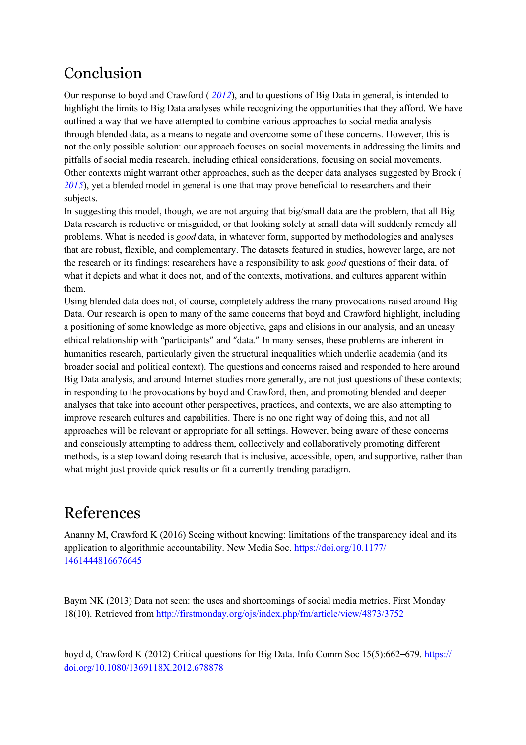## Conclusion

Our response to boyd and Crawford ( [2012](#)), and to questions of Big Data in general, is intended to highlight the limits to Big Data analyses while recognizing the opportunities that they afford. We have outlined a way that we have attempted to combine various approaches to social media analysis through blended data, as a means to negate and overcome some of these concerns. However, this is not the only possible solution: our approach focuses on social movements in addressing the limits and pitfalls of social media research, including ethical considerations, focusing on social movements. Other contexts might warrant other approaches, such as the deeper data analyses suggested by Brock ( [2015](#)), yet a blended model in general is one that may prove beneficial to researchers and their subjects.

In suggesting this model, though, we are not arguing that big/small data are the problem, that all Big Data research is reductive or misguided, or that looking solely at small data will suddenly remedy all problems. What is needed is *good* data, in whatever form, supported by methodologies and analyses that are robust, flexible, and complementary. The datasets featured in studies, however large, are not the research or its findings: researchers have a responsibility to ask *good* questions of their data, of what it depicts and what it does not, and of the contexts, motivations, and cultures apparent within them.

Using blended data does not, of course, completely address the many provocations raised around Big Data. Our research is open to many of the same concerns that boyd and Crawford highlight, including a positioning of some knowledge as more objective, gaps and elisions in our analysis, and an uneasy ethical relationship with "participants" and "data." In many senses, these problems are inherent in humanities research, particularly given the structural inequalities which underlie academia (and its broader social and political context). The questions and concerns raised and responded to here around Big Data analysis, and around Internet studies more generally, are not just questions of these contexts; in responding to the provocations by boyd and Crawford, then, and promoting blended and deeper analyses that take into account other perspectives, practices, and contexts, we are also attempting to improve research cultures and capabilities. There is no one right way of doing this, and not all approaches will be relevant or appropriate for all settings. However, being aware of these concerns and consciously attempting to address them, collectively and collaboratively promoting different methods, is a step toward doing research that is inclusive, accessible, open, and supportive, rather than what might just provide quick results or fit a currently trending paradigm.

## References

Ananny M, Crawford K (2016) Seeing without knowing: limitations of the transparency ideal and its application to algorithmic accountability. New Media Soc. https://doi.org/10.1177/1461444816676645

Baym NK (2013) Data not seen: the uses and shortcomings of social media metrics. First Monday 18(10). Retrieved from http://firstmonday.org/ojs/index.php/fm/article/view/4873/3752

boyd d, Crawford K (2012) Critical questions for Big Data. Info Comm Soc 15(5):662–679. https://doi.org/10.1080/1369118X.2012.678878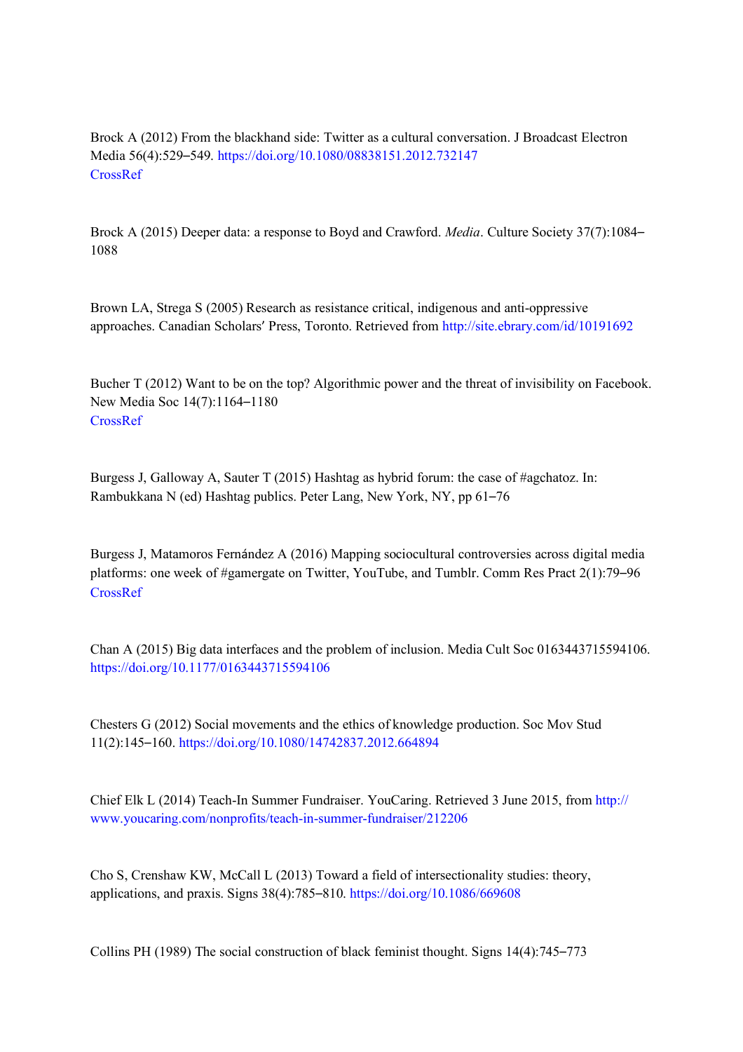Brock A (2012) From the blackhand side: Twitter as a cultural conversation. J Broadcast Electron Media 56(4):529–549. https://doi.org/10.1080/08838151.2012.732147
CrossRef

Brock A (2015) Deeper data: a response to Boyd and Crawford. *Media*. Culture Society 37(7):1084–1088

Brown LA, Strega S (2005) Research as resistance critical, indigenous and anti-oppressive approaches. Canadian Scholars′ Press, Toronto. Retrieved from http://site.ebrary.com/id/10191692

Bucher T (2012) Want to be on the top? Algorithmic power and the threat of invisibility on Facebook. New Media Soc 14(7):1164–1180
CrossRef

Burgess J, Galloway A, Sauter T (2015) Hashtag as hybrid forum: the case of #agchatoz. In: Rambukkana N (ed) Hashtag publics. Peter Lang, New York, NY, pp 61–76

Burgess J, Matamoros Fernández A (2016) Mapping sociocultural controversies across digital media platforms: one week of #gamergate on Twitter, YouTube, and Tumblr. Comm Res Pract 2(1):79–96
CrossRef

Chan A (2015) Big data interfaces and the problem of inclusion. Media Cult Soc 0163443715594106. https://doi.org/10.1177/0163443715594106

Chesters G (2012) Social movements and the ethics of knowledge production. Soc Mov Stud 11(2):145–160. https://doi.org/10.1080/14742837.2012.664894

Chief Elk L (2014) Teach-In Summer Fundraiser. YouCaring. Retrieved 3 June 2015, from http://www.youcaring.com/nonprofits/teach-in-summer-fundraiser/212206

Cho S, Crenshaw KW, McCall L (2013) Toward a field of intersectionality studies: theory, applications, and praxis. Signs 38(4):785–810. https://doi.org/10.1086/669608

Collins PH (1989) The social construction of black feminist thought. Signs 14(4):745–773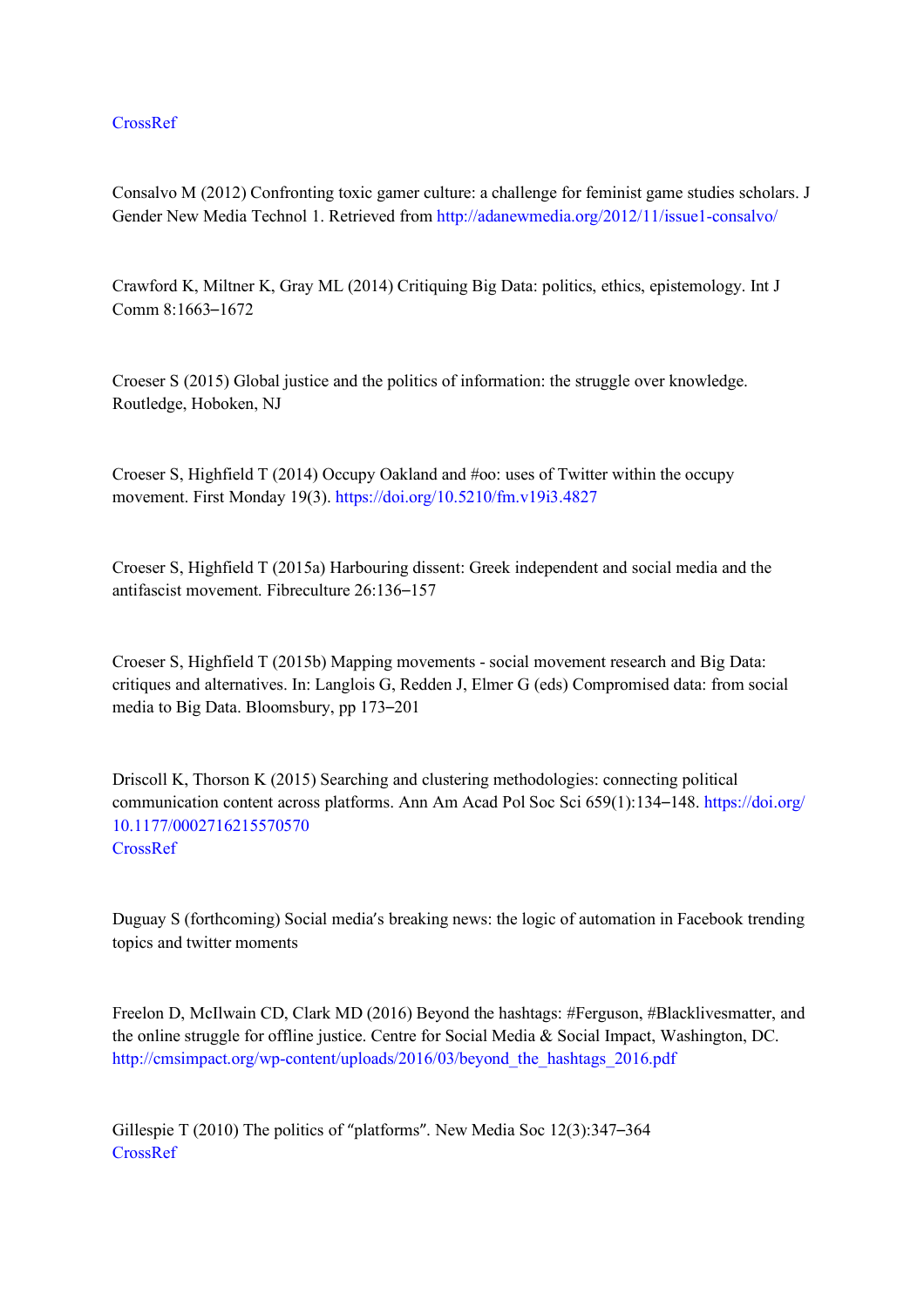CrossRef

Consalvo M (2012) Confronting toxic gamer culture: a challenge for feminist game studies scholars. J Gender New Media Technol 1. Retrieved from http://adanewmedia.org/2012/11/issue1-consalvo/

Crawford K, Miltner K, Gray ML (2014) Critiquing Big Data: politics, ethics, epistemology. Int J Comm 8:1663–1672

Croeser S (2015) Global justice and the politics of information: the struggle over knowledge. Routledge, Hoboken, NJ

Croeser S, Highfield T (2014) Occupy Oakland and #oo: uses of Twitter within the occupy movement. First Monday 19(3). https://doi.org/10.5210/fm.v19i3.4827

Croeser S, Highfield T (2015a) Harbouring dissent: Greek independent and social media and the antifascist movement. Fibreculture 26:136–157

Croeser S, Highfield T (2015b) Mapping movements - social movement research and Big Data: critiques and alternatives. In: Langlois G, Redden J, Elmer G (eds) Compromised data: from social media to Big Data. Bloomsbury, pp 173–201

Driscoll K, Thorson K (2015) Searching and clustering methodologies: connecting political communication content across platforms. Ann Am Acad Pol Soc Sci 659(1):134–148. https://doi.org/10.1177/0002716215570570
CrossRef

Duguay S (forthcoming) Social media's breaking news: the logic of automation in Facebook trending topics and twitter moments

Freelon D, McIlwain CD, Clark MD (2016) Beyond the hashtags: #Ferguson, #Blacklivesmatter, and the online struggle for offline justice. Centre for Social Media & Social Impact, Washington, DC. http://cmsimpact.org/wp-content/uploads/2016/03/beyond_the_hashtags_2016.pdf

Gillespie T (2010) The politics of "platforms". New Media Soc 12(3):347–364
CrossRef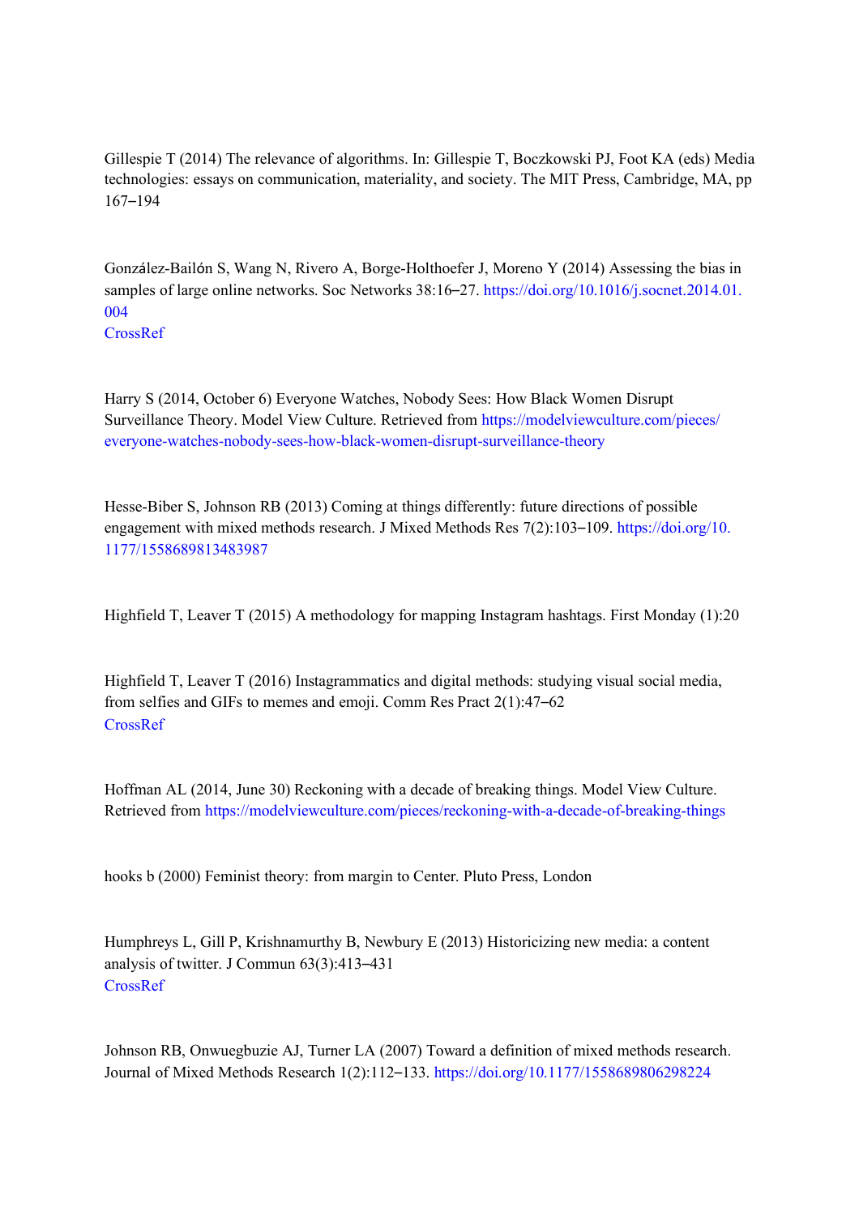Gillespie T (2014) The relevance of algorithms. In: Gillespie T, Boczkowski PJ, Foot KA (eds) Media technologies: essays on communication, materiality, and society. The MIT Press, Cambridge, MA, pp 167–194

González-Bailón S, Wang N, Rivero A, Borge-Holthoefer J, Moreno Y (2014) Assessing the bias in samples of large online networks. Soc Networks 38:16–27. https://doi.org/10.1016/j.socnet.2014.01.004
CrossRef

Harry S (2014, October 6) Everyone Watches, Nobody Sees: How Black Women Disrupt Surveillance Theory. Model View Culture. Retrieved from https://modelviewculture.com/pieces/everyone-watches-nobody-sees-how-black-women-disrupt-surveillance-theory

Hesse-Biber S, Johnson RB (2013) Coming at things differently: future directions of possible engagement with mixed methods research. J Mixed Methods Res 7(2):103–109. https://doi.org/10.1177/1558689813483987

Highfield T, Leaver T (2015) A methodology for mapping Instagram hashtags. First Monday (1):20

Highfield T, Leaver T (2016) Instagrammatics and digital methods: studying visual social media, from selfies and GIFs to memes and emoji. Comm Res Pract 2(1):47–62
CrossRef

Hoffman AL (2014, June 30) Reckoning with a decade of breaking things. Model View Culture. Retrieved from https://modelviewculture.com/pieces/reckoning-with-a-decade-of-breaking-things

hooks b (2000) Feminist theory: from margin to Center. Pluto Press, London

Humphreys L, Gill P, Krishnamurthy B, Newbury E (2013) Historicizing new media: a content analysis of twitter. J Commun 63(3):413–431
CrossRef

Johnson RB, Onwuegbuzie AJ, Turner LA (2007) Toward a definition of mixed methods research. Journal of Mixed Methods Research 1(2):112–133. https://doi.org/10.1177/1558689806298224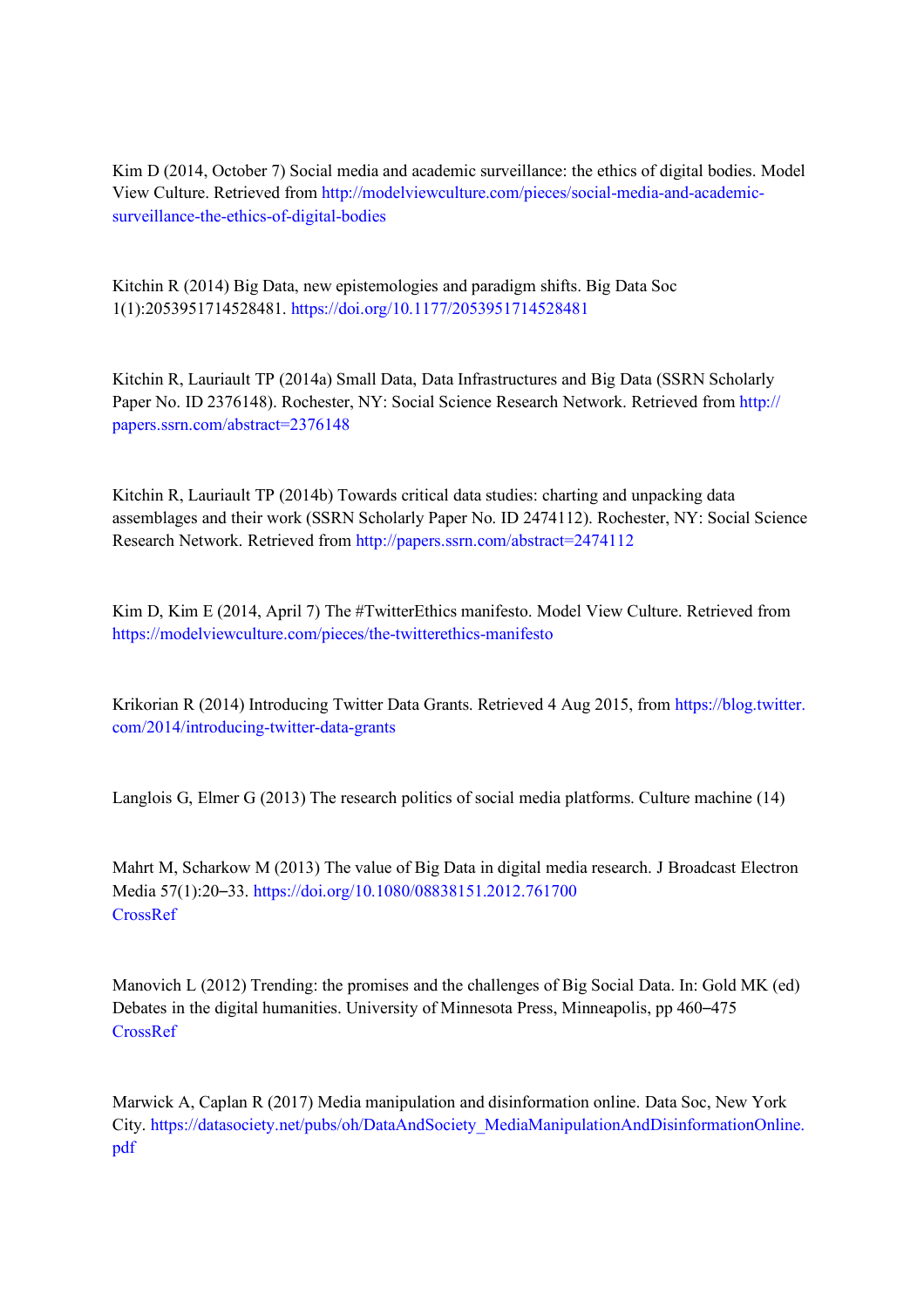Kim D (2014, October 7) Social media and academic surveillance: the ethics of digital bodies. Model View Culture. Retrieved from http://modelviewculture.com/pieces/social-media-and-academic-surveillance-the-ethics-of-digital-bodies

Kitchin R (2014) Big Data, new epistemologies and paradigm shifts. Big Data Soc 1(1):2053951714528481. https://doi.org/10.1177/2053951714528481

Kitchin R, Lauriault TP (2014a) Small Data, Data Infrastructures and Big Data (SSRN Scholarly Paper No. ID 2376148). Rochester, NY: Social Science Research Network. Retrieved from http://papers.ssrn.com/abstract=2376148

Kitchin R, Lauriault TP (2014b) Towards critical data studies: charting and unpacking data assemblages and their work (SSRN Scholarly Paper No. ID 2474112). Rochester, NY: Social Science Research Network. Retrieved from http://papers.ssrn.com/abstract=2474112

Kim D, Kim E (2014, April 7) The #TwitterEthics manifesto. Model View Culture. Retrieved from https://modelviewculture.com/pieces/the-twitterethics-manifesto

Krikorian R (2014) Introducing Twitter Data Grants. Retrieved 4 Aug 2015, from https://blog.twitter.com/2014/introducing-twitter-data-grants

Langlois G, Elmer G (2013) The research politics of social media platforms. Culture machine (14)

Mahrt M, Scharkow M (2013) The value of Big Data in digital media research. J Broadcast Electron Media 57(1):20–33. https://doi.org/10.1080/08838151.2012.761700
CrossRef

Manovich L (2012) Trending: the promises and the challenges of Big Social Data. In: Gold MK (ed) Debates in the digital humanities. University of Minnesota Press, Minneapolis, pp 460–475
CrossRef

Marwick A, Caplan R (2017) Media manipulation and disinformation online. Data Soc, New York City. https://datasociety.net/pubs/oh/DataAndSociety_MediaManipulationAndDisinformationOnline.pdf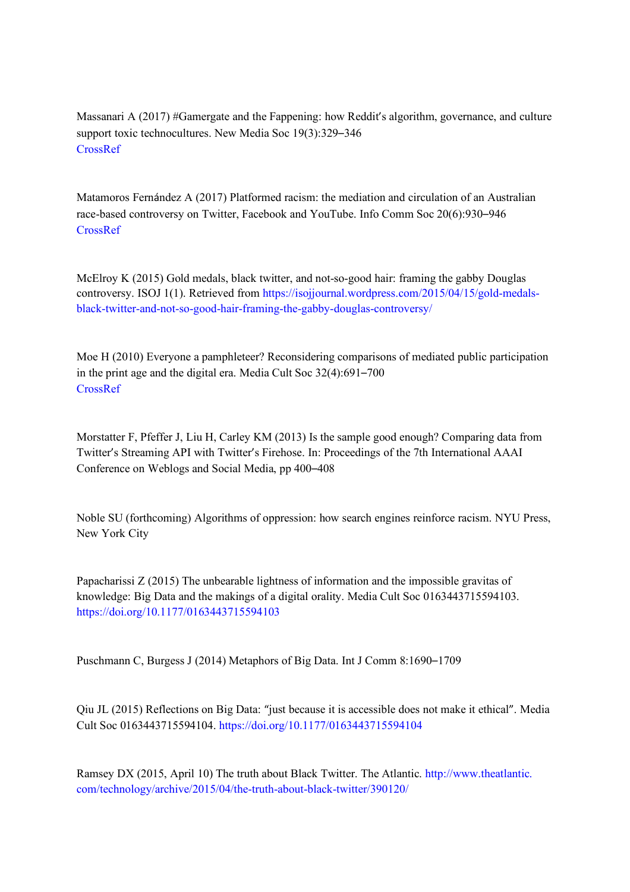Massanari A (2017) #Gamergate and the Fappening: how Reddit's algorithm, governance, and culture support toxic technocultures. New Media Soc 19(3):329–346
CrossRef

Matamoros Fernández A (2017) Platformed racism: the mediation and circulation of an Australian race-based controversy on Twitter, Facebook and YouTube. Info Comm Soc 20(6):930–946
CrossRef

McElroy K (2015) Gold medals, black twitter, and not-so-good hair: framing the gabby Douglas controversy. ISOJ 1(1). Retrieved from https://isojjournal.wordpress.com/2015/04/15/gold-medals-black-twitter-and-not-so-good-hair-framing-the-gabby-douglas-controversy/

Moe H (2010) Everyone a pamphleteer? Reconsidering comparisons of mediated public participation in the print age and the digital era. Media Cult Soc 32(4):691–700
CrossRef

Morstatter F, Pfeffer J, Liu H, Carley KM (2013) Is the sample good enough? Comparing data from Twitter's Streaming API with Twitter's Firehose. In: Proceedings of the 7th International AAAI Conference on Weblogs and Social Media, pp 400–408

Noble SU (forthcoming) Algorithms of oppression: how search engines reinforce racism. NYU Press, New York City

Papacharissi Z (2015) The unbearable lightness of information and the impossible gravitas of knowledge: Big Data and the makings of a digital orality. Media Cult Soc 0163443715594103. https://doi.org/10.1177/0163443715594103

Puschmann C, Burgess J (2014) Metaphors of Big Data. Int J Comm 8:1690–1709

Qiu JL (2015) Reflections on Big Data: "just because it is accessible does not make it ethical". Media Cult Soc 0163443715594104. https://doi.org/10.1177/0163443715594104

Ramsey DX (2015, April 10) The truth about Black Twitter. The Atlantic. http://www.theatlantic.com/technology/archive/2015/04/the-truth-about-black-twitter/390120/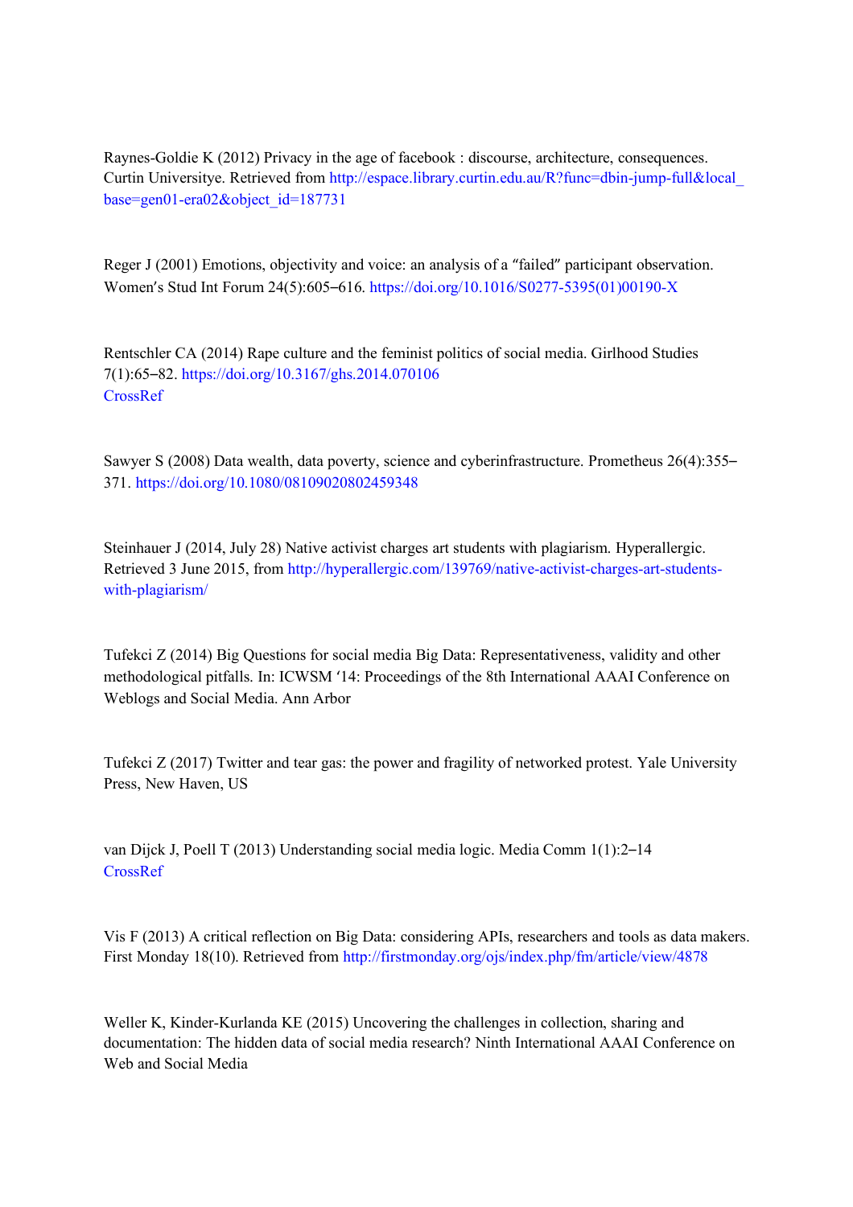Raynes-Goldie K (2012) Privacy in the age of facebook : discourse, architecture, consequences. Curtin Universitye. Retrieved from http://espace.library.curtin.edu.au/R?func=dbin-jump-full&local_base=gen01-era02&object_id=187731

Reger J (2001) Emotions, objectivity and voice: an analysis of a "failed" participant observation. Women's Stud Int Forum 24(5):605–616. https://doi.org/10.1016/S0277-5395(01)00190-X

Rentschler CA (2014) Rape culture and the feminist politics of social media. Girlhood Studies 7(1):65–82. https://doi.org/10.3167/ghs.2014.070106
CrossRef

Sawyer S (2008) Data wealth, data poverty, science and cyberinfrastructure. Prometheus 26(4):355–371. https://doi.org/10.1080/08109020802459348

Steinhauer J (2014, July 28) Native activist charges art students with plagiarism. Hyperallergic. Retrieved 3 June 2015, from http://hyperallergic.com/139769/native-activist-charges-art-students-with-plagiarism/

Tufekci Z (2014) Big Questions for social media Big Data: Representativeness, validity and other methodological pitfalls. In: ICWSM '14: Proceedings of the 8th International AAAI Conference on Weblogs and Social Media. Ann Arbor

Tufekci Z (2017) Twitter and tear gas: the power and fragility of networked protest. Yale University Press, New Haven, US

van Dijck J, Poell T (2013) Understanding social media logic. Media Comm 1(1):2–14
CrossRef

Vis F (2013) A critical reflection on Big Data: considering APIs, researchers and tools as data makers. First Monday 18(10). Retrieved from http://firstmonday.org/ojs/index.php/fm/article/view/4878

Weller K, Kinder-Kurlanda KE (2015) Uncovering the challenges in collection, sharing and documentation: The hidden data of social media research? Ninth International AAAI Conference on Web and Social Media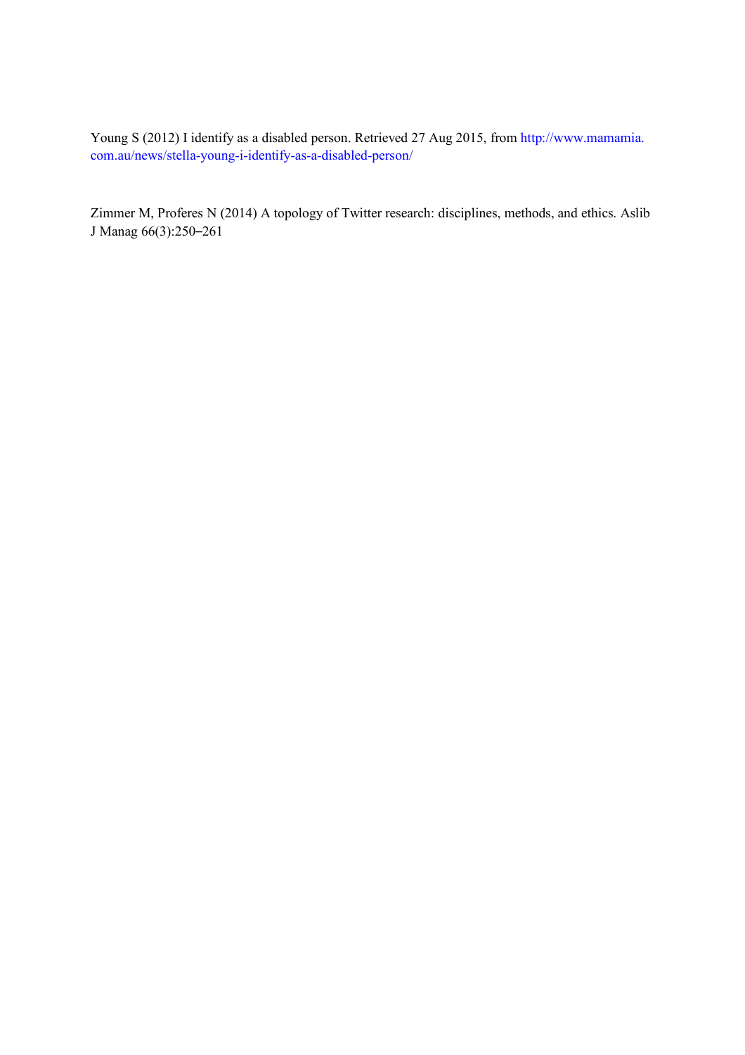Young S (2012) I identify as a disabled person. Retrieved 27 Aug 2015, from http://www.mamamia.com.au/news/stella-young-i-identify-as-a-disabled-person/

Zimmer M, Proferes N (2014) A topology of Twitter research: disciplines, methods, and ethics. Aslib J Manag 66(3):250–261